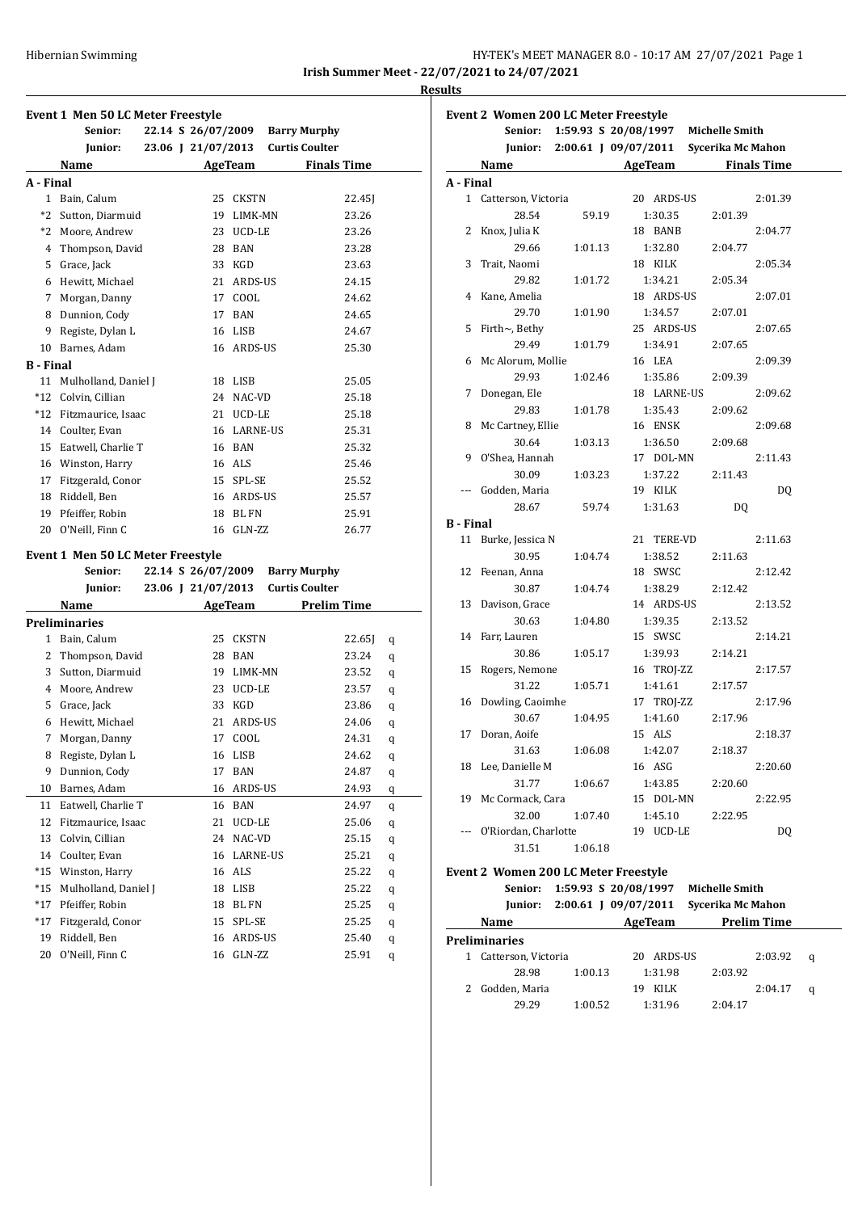**Irish Summer Meet - 22/07/2021 to 24/07/2021**

**Results**

### Event 1 Men 50 LC Meter Freestyle

Senior: 22.14 S 26/07/2009 Barry Murphy
Junior: 23.06 J 21/07/2013 Curtis Coulter

| | Name | Age | Team | Finals Time |
|---|---|---|---|---|
| **A - Final** | | | | |
| 1 | Bain, Calum | 25 | CKSTN | 22.45J |
| *2 | Sutton, Diarmuid | 19 | LIMK-MN | 23.26 |
| *2 | Moore, Andrew | 23 | UCD-LE | 23.26 |
| 4 | Thompson, David | 28 | BAN | 23.28 |
| 5 | Grace, Jack | 33 | KGD | 23.63 |
| 6 | Hewitt, Michael | 21 | ARDS-US | 24.15 |
| 7 | Morgan, Danny | 17 | COOL | 24.62 |
| 8 | Dunnion, Cody | 17 | BAN | 24.65 |
| 9 | Registe, Dylan L | 16 | LISB | 24.67 |
| 10 | Barnes, Adam | 16 | ARDS-US | 25.30 |
| **B - Final** | | | | |
| 11 | Mulholland, Daniel J | 18 | LISB | 25.05 |
| *12 | Colvin, Cillian | 24 | NAC-VD | 25.18 |
| *12 | Fitzmaurice, Isaac | 21 | UCD-LE | 25.18 |
| 14 | Coulter, Evan | 16 | LARNE-US | 25.31 |
| 15 | Eatwell, Charlie T | 16 | BAN | 25.32 |
| 16 | Winston, Harry | 16 | ALS | 25.46 |
| 17 | Fitzgerald, Conor | 15 | SPL-SE | 25.52 |
| 18 | Riddell, Ben | 16 | ARDS-US | 25.57 |
| 19 | Pfeiffer, Robin | 18 | BLFN | 25.91 |
| 20 | O'Neill, Finn C | 16 | GLN-ZZ | 26.77 |

### Event 1 Men 50 LC Meter Freestyle

Senior: 22.14 S 26/07/2009 Barry Murphy
Junior: 23.06 J 21/07/2013 Curtis Coulter

| | Name | Age | Team | Prelim Time | |
|---|---|---|---|---|---|
| **Preliminaries** | | | | | |
| 1 | Bain, Calum | 25 | CKSTN | 22.65J | q |
| 2 | Thompson, David | 28 | BAN | 23.24 | q |
| 3 | Sutton, Diarmuid | 19 | LIMK-MN | 23.52 | q |
| 4 | Moore, Andrew | 23 | UCD-LE | 23.57 | q |
| 5 | Grace, Jack | 33 | KGD | 23.86 | q |
| 6 | Hewitt, Michael | 21 | ARDS-US | 24.06 | q |
| 7 | Morgan, Danny | 17 | COOL | 24.31 | q |
| 8 | Registe, Dylan L | 16 | LISB | 24.62 | q |
| 9 | Dunnion, Cody | 17 | BAN | 24.87 | q |
| 10 | Barnes, Adam | 16 | ARDS-US | 24.93 | q |
| 11 | Eatwell, Charlie T | 16 | BAN | 24.97 | q |
| 12 | Fitzmaurice, Isaac | 21 | UCD-LE | 25.06 | q |
| 13 | Colvin, Cillian | 24 | NAC-VD | 25.15 | q |
| 14 | Coulter, Evan | 16 | LARNE-US | 25.21 | q |
| *15 | Winston, Harry | 16 | ALS | 25.22 | q |
| *15 | Mulholland, Daniel J | 18 | LISB | 25.22 | q |
| *17 | Pfeiffer, Robin | 18 | BLFN | 25.25 | q |
| *17 | Fitzgerald, Conor | 15 | SPL-SE | 25.25 | q |
| 19 | Riddell, Ben | 16 | ARDS-US | 25.40 | q |
| 20 | O'Neill, Finn C | 16 | GLN-ZZ | 25.91 | q |

### Event 2 Women 200 LC Meter Freestyle

Senior: 1:59.93 S 20/08/1997 Michelle Smith
Junior: 2:00.61 J 09/07/2011 Sycerika Mc Mahon

| | Name | Age | Team | Finals Time |
|---|---|---|---|---|
| **A - Final** | | | | |
| 1 | Catterson, Victoria | 20 | ARDS-US | 2:01.39 |
| | 28.54 / 59.19 / 1:30.35 / 2:01.39 | | | |
| 2 | Knox, Julia K | 18 | BANB | 2:04.77 |
| | 29.66 / 1:01.13 / 1:32.80 / 2:04.77 | | | |
| 3 | Trait, Naomi | 18 | KILK | 2:05.34 |
| | 29.82 / 1:01.72 / 1:34.21 / 2:05.34 | | | |
| 4 | Kane, Amelia | 18 | ARDS-US | 2:07.01 |
| | 29.70 / 1:01.90 / 1:34.57 / 2:07.01 | | | |
| 5 | Firth~, Bethy | 25 | ARDS-US | 2:07.65 |
| | 29.49 / 1:01.79 / 1:34.91 / 2:07.65 | | | |
| 6 | Mc Alorum, Mollie | 16 | LEA | 2:09.39 |
| | 29.93 / 1:02.46 / 1:35.86 / 2:09.39 | | | |
| 7 | Donegan, Ele | 18 | LARNE-US | 2:09.62 |
| | 29.83 / 1:01.78 / 1:35.43 / 2:09.62 | | | |
| 8 | Mc Cartney, Ellie | 16 | ENSK | 2:09.68 |
| | 30.64 / 1:03.13 / 1:36.50 / 2:09.68 | | | |
| 9 | O'Shea, Hannah | 17 | DOL-MN | 2:11.43 |
| | 30.09 / 1:03.23 / 1:37.22 / 2:11.43 | | | |
| --- | Godden, Maria | 19 | KILK | DQ |
| | 28.67 / 59.74 / 1:31.63 / DQ | | | |
| **B - Final** | | | | |
| 11 | Burke, Jessica N | 21 | TERE-VD | 2:11.63 |
| | 30.95 / 1:04.74 / 1:38.52 / 2:11.63 | | | |
| 12 | Feenan, Anna | 18 | SWSC | 2:12.42 |
| | 30.87 / 1:04.74 / 1:38.29 / 2:12.42 | | | |
| 13 | Davison, Grace | 14 | ARDS-US | 2:13.52 |
| | 30.63 / 1:04.80 / 1:39.35 / 2:13.52 | | | |
| 14 | Farr, Lauren | 15 | SWSC | 2:14.21 |
| | 30.86 / 1:05.17 / 1:39.93 / 2:14.21 | | | |
| 15 | Rogers, Nemone | 16 | TROJ-ZZ | 2:17.57 |
| | 31.22 / 1:05.71 / 1:41.61 / 2:17.57 | | | |
| 16 | Dowling, Caoimhe | 17 | TROJ-ZZ | 2:17.96 |
| | 30.67 / 1:04.95 / 1:41.60 / 2:17.96 | | | |
| 17 | Doran, Aoife | 15 | ALS | 2:18.37 |
| | 31.63 / 1:06.08 / 1:42.07 / 2:18.37 | | | |
| 18 | Lee, Danielle M | 16 | ASG | 2:20.60 |
| | 31.77 / 1:06.67 / 1:43.85 / 2:20.60 | | | |
| 19 | Mc Cormack, Cara | 15 | DOL-MN | 2:22.95 |
| | 32.00 / 1:07.40 / 1:45.10 / 2:22.95 | | | |
| --- | O'Riordan, Charlotte | 19 | UCD-LE | DQ |
| | 31.51 / 1:06.18 | | | |

### Event 2 Women 200 LC Meter Freestyle

Senior: 1:59.93 S 20/08/1997 Michelle Smith
Junior: 2:00.61 J 09/07/2011 Sycerika Mc Mahon

| | Name | Age | Team | Prelim Time | |
|---|---|---|---|---|---|
| **Preliminaries** | | | | | |
| 1 | Catterson, Victoria | 20 | ARDS-US | 2:03.92 | q |
| | 28.98 / 1:00.13 / 1:31.98 / 2:03.92 | | | | |
| 2 | Godden, Maria | 19 | KILK | 2:04.17 | q |
| | 29.29 / 1:00.52 / 1:31.96 / 2:04.17 | | | | |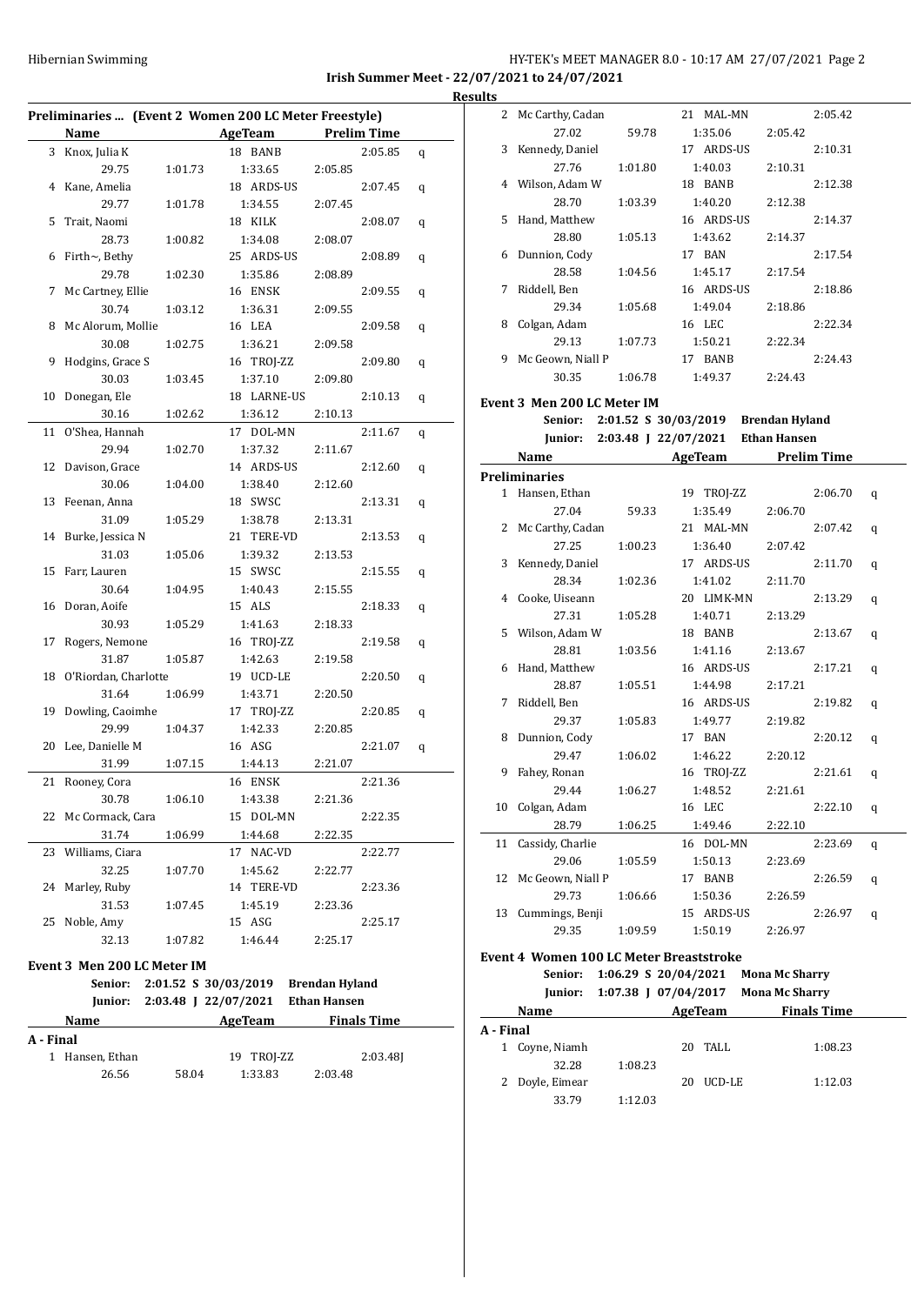## Irish Summer Meet - 22/07/2021 to 24/07/2021

### Results

#### Preliminaries ... (Event 2 Women 200 LC Meter Freestyle)

| | Name | | AgeTeam | | Prelim Time | |
|---|---|---|---|---|---|---|
| 3 | Knox, Julia K | | 18 BANB | | 2:05.85 | q |
| | 29.75 | 1:01.73 | 1:33.65 | 2:05.85 | | |
| 4 | Kane, Amelia | | 18 ARDS-US | | 2:07.45 | q |
| | 29.77 | 1:01.78 | 1:34.55 | 2:07.45 | | |
| 5 | Trait, Naomi | | 18 KILK | | 2:08.07 | q |
| | 28.73 | 1:00.82 | 1:34.08 | 2:08.07 | | |
| 6 | Firth~, Bethy | | 25 ARDS-US | | 2:08.89 | q |
| | 29.78 | 1:02.30 | 1:35.86 | 2:08.89 | | |
| 7 | Mc Cartney, Ellie | | 16 ENSK | | 2:09.55 | q |
| | 30.74 | 1:03.12 | 1:36.31 | 2:09.55 | | |
| 8 | Mc Alorum, Mollie | | 16 LEA | | 2:09.58 | q |
| | 30.08 | 1:02.75 | 1:36.21 | 2:09.58 | | |
| 9 | Hodgins, Grace S | | 16 TROJ-ZZ | | 2:09.80 | q |
| | 30.03 | 1:03.45 | 1:37.10 | 2:09.80 | | |
| 10 | Donegan, Ele | | 18 LARNE-US | | 2:10.13 | q |
| | 30.16 | 1:02.62 | 1:36.12 | 2:10.13 | | |
| 11 | O'Shea, Hannah | | 17 DOL-MN | | 2:11.67 | q |
| | 29.94 | 1:02.70 | 1:37.32 | 2:11.67 | | |
| 12 | Davison, Grace | | 14 ARDS-US | | 2:12.60 | q |
| | 30.06 | 1:04.00 | 1:38.40 | 2:12.60 | | |
| 13 | Feenan, Anna | | 18 SWSC | | 2:13.31 | q |
| | 31.09 | 1:05.29 | 1:38.78 | 2:13.31 | | |
| 14 | Burke, Jessica N | | 21 TERE-VD | | 2:13.53 | q |
| | 31.03 | 1:05.06 | 1:39.32 | 2:13.53 | | |
| 15 | Farr, Lauren | | 15 SWSC | | 2:15.55 | q |
| | 30.64 | 1:04.95 | 1:40.43 | 2:15.55 | | |
| 16 | Doran, Aoife | | 15 ALS | | 2:18.33 | q |
| | 30.93 | 1:05.29 | 1:41.63 | 2:18.33 | | |
| 17 | Rogers, Nemone | | 16 TROJ-ZZ | | 2:19.58 | q |
| | 31.87 | 1:05.87 | 1:42.63 | 2:19.58 | | |
| 18 | O'Riordan, Charlotte | | 19 UCD-LE | | 2:20.50 | q |
| | 31.64 | 1:06.99 | 1:43.71 | 2:20.50 | | |
| 19 | Dowling, Caoimhe | | 17 TROJ-ZZ | | 2:20.85 | q |
| | 29.99 | 1:04.37 | 1:42.33 | 2:20.85 | | |
| 20 | Lee, Danielle M | | 16 ASG | | 2:21.07 | q |
| | 31.99 | 1:07.15 | 1:44.13 | 2:21.07 | | |
| 21 | Rooney, Cora | | 16 ENSK | | 2:21.36 | |
| | 30.78 | 1:06.10 | 1:43.38 | 2:21.36 | | |
| 22 | Mc Cormack, Cara | | 15 DOL-MN | | 2:22.35 | |
| | 31.74 | 1:06.99 | 1:44.68 | 2:22.35 | | |
| 23 | Williams, Ciara | | 17 NAC-VD | | 2:22.77 | |
| | 32.25 | 1:07.70 | 1:45.62 | 2:22.77 | | |
| 24 | Marley, Ruby | | 14 TERE-VD | | 2:23.36 | |
| | 31.53 | 1:07.45 | 1:45.19 | 2:23.36 | | |
| 25 | Noble, Amy | | 15 ASG | | 2:25.17 | |
| | 32.13 | 1:07.82 | 1:46.44 | 2:25.17 | | |

#### Event 3 Men 200 LC Meter IM

Senior: 2:01.52 S 30/03/2019 Brendan Hyland
Junior: 2:03.48 J 22/07/2021 Ethan Hansen

**A - Final**

| | Name | | AgeTeam | | Finals Time |
|---|---|---|---|---|---|
| 1 | Hansen, Ethan | | 19 TROJ-ZZ | | 2:03.48J |
| | 26.56 | 58.04 | 1:33.83 | 2:03.48 | |
| 2 | Mc Carthy, Cadan | | 21 MAL-MN | | 2:05.42 |
| | 27.02 | 59.78 | 1:35.06 | 2:05.42 | |
| 3 | Kennedy, Daniel | | 17 ARDS-US | | 2:10.31 |
| | 27.76 | 1:01.80 | 1:40.03 | 2:10.31 | |
| 4 | Wilson, Adam W | | 18 BANB | | 2:12.38 |
| | 28.70 | 1:03.39 | 1:40.20 | 2:12.38 | |
| 5 | Hand, Matthew | | 16 ARDS-US | | 2:14.37 |
| | 28.80 | 1:05.13 | 1:43.62 | 2:14.37 | |
| 6 | Dunnion, Cody | | 17 BAN | | 2:17.54 |
| | 28.58 | 1:04.56 | 1:45.17 | 2:17.54 | |
| 7 | Riddell, Ben | | 16 ARDS-US | | 2:18.86 |
| | 29.34 | 1:05.68 | 1:49.04 | 2:18.86 | |
| 8 | Colgan, Adam | | 16 LEC | | 2:22.34 |
| | 29.13 | 1:07.73 | 1:50.21 | 2:22.34 | |
| 9 | Mc Geown, Niall P | | 17 BANB | | 2:24.43 |
| | 30.35 | 1:06.78 | 1:49.37 | 2:24.43 | |

#### Event 3 Men 200 LC Meter IM

Senior: 2:01.52 S 30/03/2019 Brendan Hyland
Junior: 2:03.48 J 22/07/2021 Ethan Hansen

**Preliminaries**

| | Name | | AgeTeam | | Prelim Time | |
|---|---|---|---|---|---|---|
| 1 | Hansen, Ethan | | 19 TROJ-ZZ | | 2:06.70 | q |
| | 27.04 | 59.33 | 1:35.49 | 2:06.70 | | |
| 2 | Mc Carthy, Cadan | | 21 MAL-MN | | 2:07.42 | q |
| | 27.25 | 1:00.23 | 1:36.40 | 2:07.42 | | |
| 3 | Kennedy, Daniel | | 17 ARDS-US | | 2:11.70 | q |
| | 28.34 | 1:02.36 | 1:41.02 | 2:11.70 | | |
| 4 | Cooke, Uiseann | | 20 LIMK-MN | | 2:13.29 | q |
| | 27.31 | 1:05.28 | 1:40.71 | 2:13.29 | | |
| 5 | Wilson, Adam W | | 18 BANB | | 2:13.67 | q |
| | 28.81 | 1:03.56 | 1:41.16 | 2:13.67 | | |
| 6 | Hand, Matthew | | 16 ARDS-US | | 2:17.21 | q |
| | 28.87 | 1:05.51 | 1:44.98 | 2:17.21 | | |
| 7 | Riddell, Ben | | 16 ARDS-US | | 2:19.82 | q |
| | 29.37 | 1:05.83 | 1:49.77 | 2:19.82 | | |
| 8 | Dunnion, Cody | | 17 BAN | | 2:20.12 | q |
| | 29.47 | 1:06.02 | 1:46.22 | 2:20.12 | | |
| 9 | Fahey, Ronan | | 16 TROJ-ZZ | | 2:21.61 | q |
| | 29.44 | 1:06.27 | 1:48.52 | 2:21.61 | | |
| 10 | Colgan, Adam | | 16 LEC | | 2:22.10 | q |
| | 28.79 | 1:06.25 | 1:49.46 | 2:22.10 | | |
| 11 | Cassidy, Charlie | | 16 DOL-MN | | 2:23.69 | q |
| | 29.06 | 1:05.59 | 1:50.13 | 2:23.69 | | |
| 12 | Mc Geown, Niall P | | 17 BANB | | 2:26.59 | q |
| | 29.73 | 1:06.66 | 1:50.36 | 2:26.59 | | |
| 13 | Cummings, Benji | | 15 ARDS-US | | 2:26.97 | q |
| | 29.35 | 1:09.59 | 1:50.19 | 2:26.97 | | |

#### Event 4 Women 100 LC Meter Breaststroke

Senior: 1:06.29 S 20/04/2021 Mona Mc Sharry
Junior: 1:07.38 J 07/04/2017 Mona Mc Sharry

**A - Final**

| | Name | | AgeTeam | Finals Time |
|---|---|---|---|---|
| 1 | Coyne, Niamh | | 20 TALL | 1:08.23 |
| | 32.28 | 1:08.23 | | |
| 2 | Doyle, Eimear | | 20 UCD-LE | 1:12.03 |
| | 33.79 | 1:12.03 | | |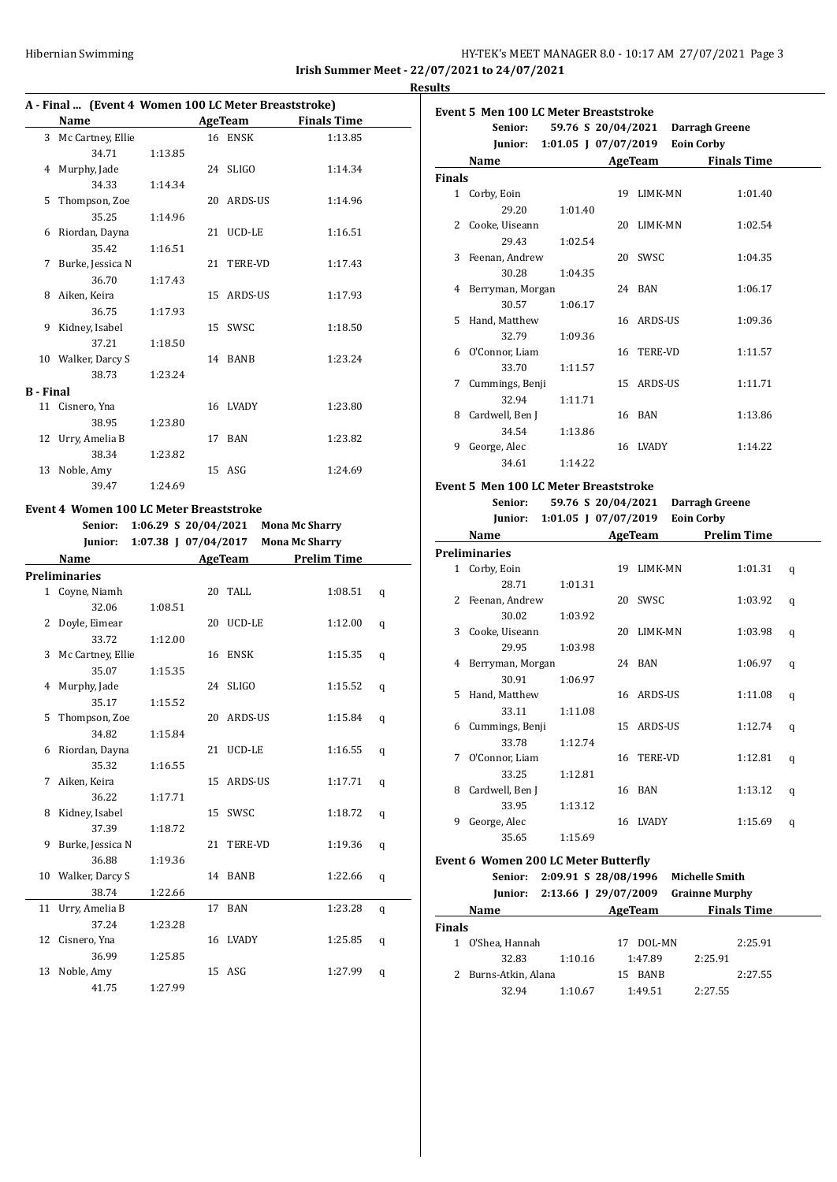**Irish Summer Meet - 22/07/2021 to 24/07/2021**

**Results**

### A - Final ... (Event 4 Women 100 LC Meter Breaststroke)

| | Name | Age | Team | Finals Time |
|---|---|---|---|---|
| 3 | Mc Cartney, Ellie | 16 | ENSK | 1:13.85 |
| | 34.71 1:13.85 | | | |
| 4 | Murphy, Jade | 24 | SLIGO | 1:14.34 |
| | 34.33 1:14.34 | | | |
| 5 | Thompson, Zoe | 20 | ARDS-US | 1:14.96 |
| | 35.25 1:14.96 | | | |
| 6 | Riordan, Dayna | 21 | UCD-LE | 1:16.51 |
| | 35.42 1:16.51 | | | |
| 7 | Burke, Jessica N | 21 | TERE-VD | 1:17.43 |
| | 36.70 1:17.43 | | | |
| 8 | Aiken, Keira | 15 | ARDS-US | 1:17.93 |
| | 36.75 1:17.93 | | | |
| 9 | Kidney, Isabel | 15 | SWSC | 1:18.50 |
| | 37.21 1:18.50 | | | |
| 10 | Walker, Darcy S | 14 | BANB | 1:23.24 |
| | 38.73 1:23.24 | | | |
| **B - Final** | | | | |
| 11 | Cisnero, Yna | 16 | LVADY | 1:23.80 |
| | 38.95 1:23.80 | | | |
| 12 | Urry, Amelia B | 17 | BAN | 1:23.82 |
| | 38.34 1:23.82 | | | |
| 13 | Noble, Amy | 15 | ASG | 1:24.69 |
| | 39.47 1:24.69 | | | |

### Event 4 Women 100 LC Meter Breaststroke

Senior: 1:06.29 S 20/04/2021 Mona Mc Sharry
Junior: 1:07.38 J 07/04/2017 Mona Mc Sharry

| | Name | Age | Team | Prelim Time | |
|---|---|---|---|---|---|
| **Preliminaries** | | | | | |
| 1 | Coyne, Niamh | 20 | TALL | 1:08.51 | q |
| | 32.06 1:08.51 | | | | |
| 2 | Doyle, Eimear | 20 | UCD-LE | 1:12.00 | q |
| | 33.72 1:12.00 | | | | |
| 3 | Mc Cartney, Ellie | 16 | ENSK | 1:15.35 | q |
| | 35.07 1:15.35 | | | | |
| 4 | Murphy, Jade | 24 | SLIGO | 1:15.52 | q |
| | 35.17 1:15.52 | | | | |
| 5 | Thompson, Zoe | 20 | ARDS-US | 1:15.84 | q |
| | 34.82 1:15.84 | | | | |
| 6 | Riordan, Dayna | 21 | UCD-LE | 1:16.55 | q |
| | 35.32 1:16.55 | | | | |
| 7 | Aiken, Keira | 15 | ARDS-US | 1:17.71 | q |
| | 36.22 1:17.71 | | | | |
| 8 | Kidney, Isabel | 15 | SWSC | 1:18.72 | q |
| | 37.39 1:18.72 | | | | |
| 9 | Burke, Jessica N | 21 | TERE-VD | 1:19.36 | q |
| | 36.88 1:19.36 | | | | |
| 10 | Walker, Darcy S | 14 | BANB | 1:22.66 | q |
| | 38.74 1:22.66 | | | | |
| 11 | Urry, Amelia B | 17 | BAN | 1:23.28 | q |
| | 37.24 1:23.28 | | | | |
| 12 | Cisnero, Yna | 16 | LVADY | 1:25.85 | q |
| | 36.99 1:25.85 | | | | |
| 13 | Noble, Amy | 15 | ASG | 1:27.99 | q |
| | 41.75 1:27.99 | | | | |

### Event 5 Men 100 LC Meter Breaststroke

Senior: 59.76 S 20/04/2021 Darragh Greene
Junior: 1:01.05 J 07/07/2019 Eoin Corby

| | Name | Age | Team | Finals Time |
|---|---|---|---|---|
| **Finals** | | | | |
| 1 | Corby, Eoin | 19 | LIMK-MN | 1:01.40 |
| | 29.20 1:01.40 | | | |
| 2 | Cooke, Uiseann | 20 | LIMK-MN | 1:02.54 |
| | 29.43 1:02.54 | | | |
| 3 | Feenan, Andrew | 20 | SWSC | 1:04.35 |
| | 30.28 1:04.35 | | | |
| 4 | Berryman, Morgan | 24 | BAN | 1:06.17 |
| | 30.57 1:06.17 | | | |
| 5 | Hand, Matthew | 16 | ARDS-US | 1:09.36 |
| | 32.79 1:09.36 | | | |
| 6 | O'Connor, Liam | 16 | TERE-VD | 1:11.57 |
| | 33.70 1:11.57 | | | |
| 7 | Cummings, Benji | 15 | ARDS-US | 1:11.71 |
| | 32.94 1:11.71 | | | |
| 8 | Cardwell, Ben J | 16 | BAN | 1:13.86 |
| | 34.54 1:13.86 | | | |
| 9 | George, Alec | 16 | LVADY | 1:14.22 |
| | 34.61 1:14.22 | | | |

### Event 5 Men 100 LC Meter Breaststroke

Senior: 59.76 S 20/04/2021 Darragh Greene
Junior: 1:01.05 J 07/07/2019 Eoin Corby

| | Name | Age | Team | Prelim Time | |
|---|---|---|---|---|---|
| **Preliminaries** | | | | | |
| 1 | Corby, Eoin | 19 | LIMK-MN | 1:01.31 | q |
| | 28.71 1:01.31 | | | | |
| 2 | Feenan, Andrew | 20 | SWSC | 1:03.92 | q |
| | 30.02 1:03.92 | | | | |
| 3 | Cooke, Uiseann | 20 | LIMK-MN | 1:03.98 | q |
| | 29.95 1:03.98 | | | | |
| 4 | Berryman, Morgan | 24 | BAN | 1:06.97 | q |
| | 30.91 1:06.97 | | | | |
| 5 | Hand, Matthew | 16 | ARDS-US | 1:11.08 | q |
| | 33.11 1:11.08 | | | | |
| 6 | Cummings, Benji | 15 | ARDS-US | 1:12.74 | q |
| | 33.78 1:12.74 | | | | |
| 7 | O'Connor, Liam | 16 | TERE-VD | 1:12.81 | q |
| | 33.25 1:12.81 | | | | |
| 8 | Cardwell, Ben J | 16 | BAN | 1:13.12 | q |
| | 33.95 1:13.12 | | | | |
| 9 | George, Alec | 16 | LVADY | 1:15.69 | q |
| | 35.65 1:15.69 | | | | |

### Event 6 Women 200 LC Meter Butterfly

Senior: 2:09.91 S 28/08/1996 Michelle Smith
Junior: 2:13.66 J 29/07/2009 Grainne Murphy

| | Name | Age | Team | Finals Time |
|---|---|---|---|---|
| **Finals** | | | | |
| 1 | O'Shea, Hannah | 17 | DOL-MN | 2:25.91 |
| | 32.83 1:10.16 1:47.89 2:25.91 | | | |
| 2 | Burns-Atkin, Alana | 15 | BANB | 2:27.55 |
| | 32.94 1:10.67 1:49.51 2:27.55 | | | |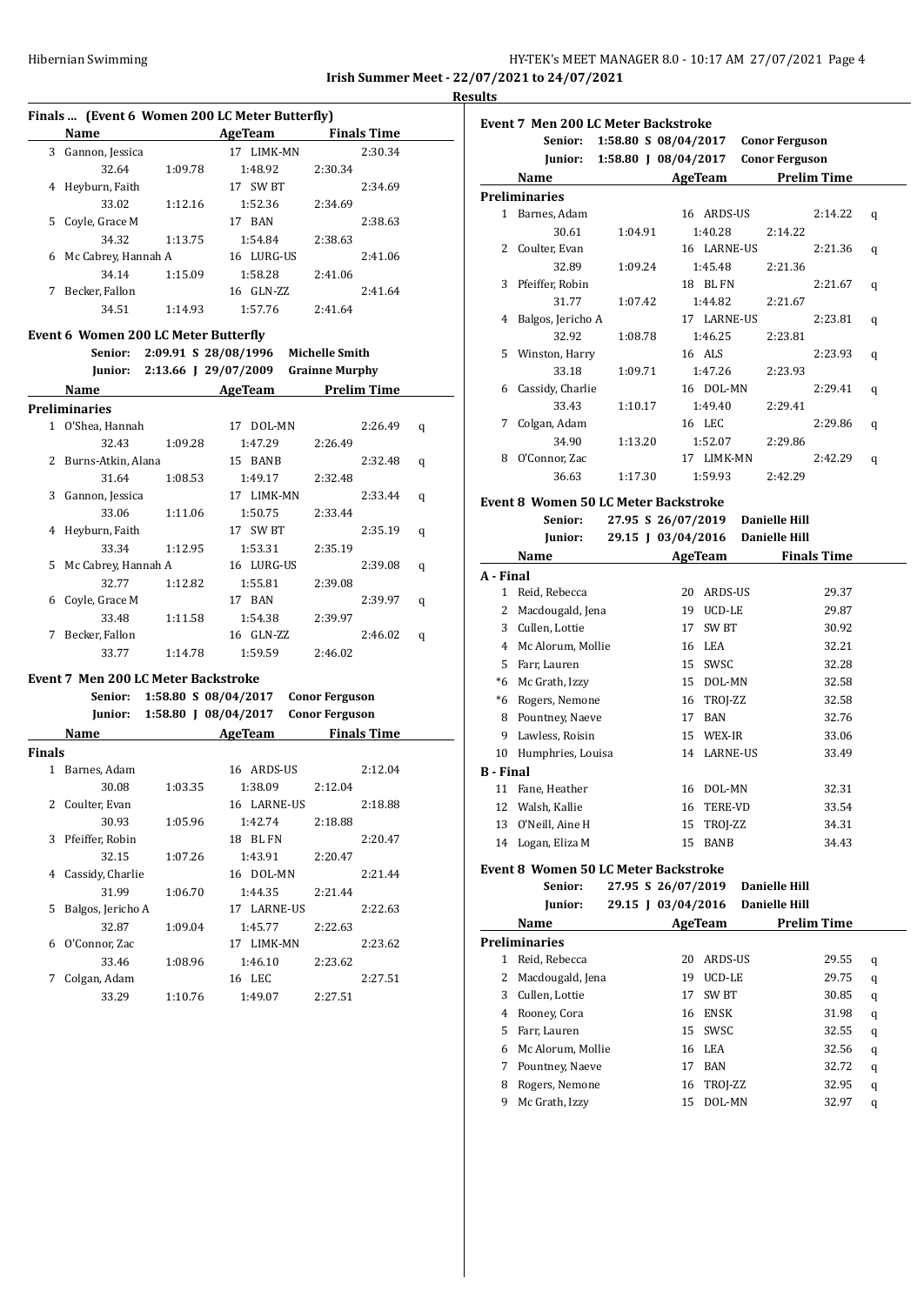**Irish Summer Meet - 22/07/2021 to 24/07/2021**

**Results**

## Finals ... (Event 6 Women 200 LC Meter Butterfly)

| | Name | AgeTeam | | Finals Time |
|---|---|---|---|---|
| 3 | Gannon, Jessica | 17 | LIMK-MN | 2:30.34 |
| | 32.64 / 1:09.78 / 1:48.92 / 2:30.34 | | | |
| 4 | Heyburn, Faith | 17 | SW BT | 2:34.69 |
| | 33.02 / 1:12.16 / 1:52.36 / 2:34.69 | | | |
| 5 | Coyle, Grace M | 17 | BAN | 2:38.63 |
| | 34.32 / 1:13.75 / 1:54.84 / 2:38.63 | | | |
| 6 | Mc Cabrey, Hannah A | 16 | LURG-US | 2:41.06 |
| | 34.14 / 1:15.09 / 1:58.28 / 2:41.06 | | | |
| 7 | Becker, Fallon | 16 | GLN-ZZ | 2:41.64 |
| | 34.51 / 1:14.93 / 1:57.76 / 2:41.64 | | | |

## Event 6 Women 200 LC Meter Butterfly

Senior: 2:09.91 S 28/08/1996 Michelle Smith
Junior: 2:13.66 J 29/07/2009 Grainne Murphy

**Preliminaries**

| | Name | AgeTeam | | Prelim Time | |
|---|---|---|---|---|---|
| 1 | O'Shea, Hannah | 17 | DOL-MN | 2:26.49 | q |
| | 32.43 / 1:09.28 / 1:47.29 / 2:26.49 | | | | |
| 2 | Burns-Atkin, Alana | 15 | BANB | 2:32.48 | q |
| | 31.64 / 1:08.53 / 1:49.17 / 2:32.48 | | | | |
| 3 | Gannon, Jessica | 17 | LIMK-MN | 2:33.44 | q |
| | 33.06 / 1:11.06 / 1:50.75 / 2:33.44 | | | | |
| 4 | Heyburn, Faith | 17 | SW BT | 2:35.19 | q |
| | 33.34 / 1:12.95 / 1:53.31 / 2:35.19 | | | | |
| 5 | Mc Cabrey, Hannah A | 16 | LURG-US | 2:39.08 | q |
| | 32.77 / 1:12.82 / 1:55.81 / 2:39.08 | | | | |
| 6 | Coyle, Grace M | 17 | BAN | 2:39.97 | q |
| | 33.48 / 1:11.58 / 1:54.38 / 2:39.97 | | | | |
| 7 | Becker, Fallon | 16 | GLN-ZZ | 2:46.02 | q |
| | 33.77 / 1:14.78 / 1:59.59 / 2:46.02 | | | | |

## Event 7 Men 200 LC Meter Backstroke

Senior: 1:58.80 S 08/04/2017 Conor Ferguson
Junior: 1:58.80 J 08/04/2017 Conor Ferguson

**Finals**

| | Name | AgeTeam | | Finals Time |
|---|---|---|---|---|
| 1 | Barnes, Adam | 16 | ARDS-US | 2:12.04 |
| | 30.08 / 1:03.35 / 1:38.09 / 2:12.04 | | | |
| 2 | Coulter, Evan | 16 | LARNE-US | 2:18.88 |
| | 30.93 / 1:05.96 / 1:42.74 / 2:18.88 | | | |
| 3 | Pfeiffer, Robin | 18 | BL FN | 2:20.47 |
| | 32.15 / 1:07.26 / 1:43.91 / 2:20.47 | | | |
| 4 | Cassidy, Charlie | 16 | DOL-MN | 2:21.44 |
| | 31.99 / 1:06.70 / 1:44.35 / 2:21.44 | | | |
| 5 | Balgos, Jericho A | 17 | LARNE-US | 2:22.63 |
| | 32.87 / 1:09.04 / 1:45.77 / 2:22.63 | | | |
| 6 | O'Connor, Zac | 17 | LIMK-MN | 2:23.62 |
| | 33.46 / 1:08.96 / 1:46.10 / 2:23.62 | | | |
| 7 | Colgan, Adam | 16 | LEC | 2:27.51 |
| | 33.29 / 1:10.76 / 1:49.07 / 2:27.51 | | | |

## Event 7 Men 200 LC Meter Backstroke

Senior: 1:58.80 S 08/04/2017 Conor Ferguson
Junior: 1:58.80 J 08/04/2017 Conor Ferguson

**Preliminaries**

| | Name | AgeTeam | | Prelim Time | |
|---|---|---|---|---|---|
| 1 | Barnes, Adam | 16 | ARDS-US | 2:14.22 | q |
| | 30.61 / 1:04.91 / 1:40.28 / 2:14.22 | | | | |
| 2 | Coulter, Evan | 16 | LARNE-US | 2:21.36 | q |
| | 32.89 / 1:09.24 / 1:45.48 / 2:21.36 | | | | |
| 3 | Pfeiffer, Robin | 18 | BL FN | 2:21.67 | q |
| | 31.77 / 1:07.42 / 1:44.82 / 2:21.67 | | | | |
| 4 | Balgos, Jericho A | 17 | LARNE-US | 2:23.81 | q |
| | 32.92 / 1:08.78 / 1:46.25 / 2:23.81 | | | | |
| 5 | Winston, Harry | 16 | ALS | 2:23.93 | q |
| | 33.18 / 1:09.71 / 1:47.26 / 2:23.93 | | | | |
| 6 | Cassidy, Charlie | 16 | DOL-MN | 2:29.41 | q |
| | 33.43 / 1:10.17 / 1:49.40 / 2:29.41 | | | | |
| 7 | Colgan, Adam | 16 | LEC | 2:29.86 | q |
| | 34.90 / 1:13.20 / 1:52.07 / 2:29.86 | | | | |
| 8 | O'Connor, Zac | 17 | LIMK-MN | 2:42.29 | q |
| | 36.63 / 1:17.30 / 1:59.93 / 2:42.29 | | | | |

## Event 8 Women 50 LC Meter Backstroke

Senior: 27.95 S 26/07/2019 Danielle Hill
Junior: 29.15 J 03/04/2016 Danielle Hill

| | Name | AgeTeam | | Finals Time |
|---|---|---|---|---|
| **A - Final** | | | | |
| 1 | Reid, Rebecca | 20 | ARDS-US | 29.37 |
| 2 | Macdougald, Jena | 19 | UCD-LE | 29.87 |
| 3 | Cullen, Lottie | 17 | SW BT | 30.92 |
| 4 | Mc Alorum, Mollie | 16 | LEA | 32.21 |
| 5 | Farr, Lauren | 15 | SWSC | 32.28 |
| *6 | Mc Grath, Izzy | 15 | DOL-MN | 32.58 |
| *6 | Rogers, Nemone | 16 | TROJ-ZZ | 32.58 |
| 8 | Pountney, Naeve | 17 | BAN | 32.76 |
| 9 | Lawless, Roisin | 15 | WEX-IR | 33.06 |
| 10 | Humphries, Louisa | 14 | LARNE-US | 33.49 |
| **B - Final** | | | | |
| 11 | Fane, Heather | 16 | DOL-MN | 32.31 |
| 12 | Walsh, Kallie | 16 | TERE-VD | 33.54 |
| 13 | O'Neill, Aine H | 15 | TROJ-ZZ | 34.31 |
| 14 | Logan, Eliza M | 15 | BANB | 34.43 |

## Event 8 Women 50 LC Meter Backstroke

Senior: 27.95 S 26/07/2019 Danielle Hill
Junior: 29.15 J 03/04/2016 Danielle Hill

**Preliminaries**

| | Name | AgeTeam | | Prelim Time | |
|---|---|---|---|---|---|
| 1 | Reid, Rebecca | 20 | ARDS-US | 29.55 | q |
| 2 | Macdougald, Jena | 19 | UCD-LE | 29.75 | q |
| 3 | Cullen, Lottie | 17 | SW BT | 30.85 | q |
| 4 | Rooney, Cora | 16 | ENSK | 31.98 | q |
| 5 | Farr, Lauren | 15 | SWSC | 32.55 | q |
| 6 | Mc Alorum, Mollie | 16 | LEA | 32.56 | q |
| 7 | Pountney, Naeve | 17 | BAN | 32.72 | q |
| 8 | Rogers, Nemone | 16 | TROJ-ZZ | 32.95 | q |
| 9 | Mc Grath, Izzy | 15 | DOL-MN | 32.97 | q |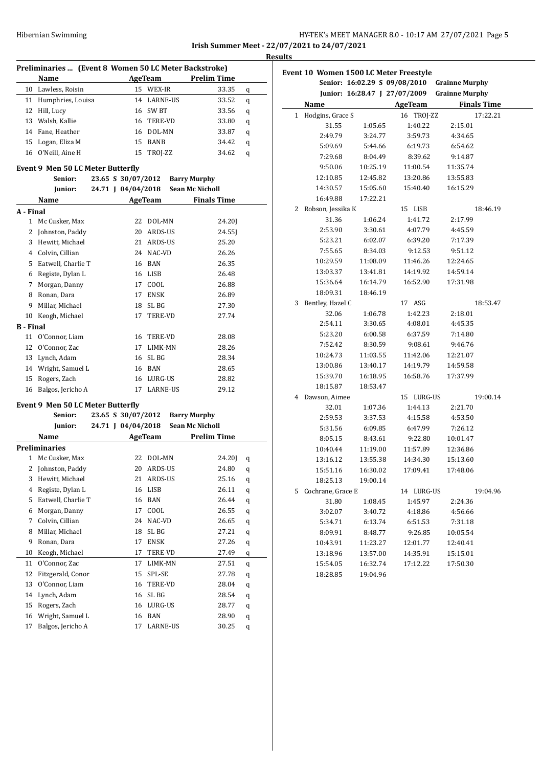Irish Summer Meet - 22/07/2021 to 24/07/2021

**Results**

## Preliminaries ... (Event 8 Women 50 LC Meter Backstroke)

| | Name | Age | Team | Prelim Time | |
|---|---|---|---|---|---|
| 10 | Lawless, Roisin | 15 | WEX-IR | 33.35 | q |
| 11 | Humphries, Louisa | 14 | LARNE-US | 33.52 | q |
| 12 | Hill, Lucy | 16 | SW BT | 33.56 | q |
| 13 | Walsh, Kallie | 16 | TERE-VD | 33.80 | q |
| 14 | Fane, Heather | 16 | DOL-MN | 33.87 | q |
| 15 | Logan, Eliza M | 15 | BANB | 34.42 | q |
| 16 | O'Neill, Aine H | 15 | TROJ-ZZ | 34.62 | q |

## Event 9 Men 50 LC Meter Butterfly

Senior: 23.65 S 30/07/2012 Barry Murphy
Junior: 24.71 J 04/04/2018 Sean Mc Nicholl

| | Name | Age | Team | Finals Time |
|---|---|---|---|---|
| **A - Final** | | | | |
| 1 | Mc Cusker, Max | 22 | DOL-MN | 24.20J |
| 2 | Johnston, Paddy | 20 | ARDS-US | 24.55J |
| 3 | Hewitt, Michael | 21 | ARDS-US | 25.20 |
| 4 | Colvin, Cillian | 24 | NAC-VD | 26.26 |
| 5 | Eatwell, Charlie T | 16 | BAN | 26.35 |
| 6 | Registe, Dylan L | 16 | LISB | 26.48 |
| 7 | Morgan, Danny | 17 | COOL | 26.88 |
| 8 | Ronan, Dara | 17 | ENSK | 26.89 |
| 9 | Millar, Michael | 18 | SL BG | 27.30 |
| 10 | Keogh, Michael | 17 | TERE-VD | 27.74 |
| **B - Final** | | | | |
| 11 | O'Connor, Liam | 16 | TERE-VD | 28.08 |
| 12 | O'Connor, Zac | 17 | LIMK-MN | 28.26 |
| 13 | Lynch, Adam | 16 | SL BG | 28.34 |
| 14 | Wright, Samuel L | 16 | BAN | 28.65 |
| 15 | Rogers, Zach | 16 | LURG-US | 28.82 |
| 16 | Balgos, Jericho A | 17 | LARNE-US | 29.12 |

## Event 9 Men 50 LC Meter Butterfly

Senior: 23.65 S 30/07/2012 Barry Murphy
Junior: 24.71 J 04/04/2018 Sean Mc Nicholl

| | Name | Age | Team | Prelim Time | |
|---|---|---|---|---|---|
| **Preliminaries** | | | | | |
| 1 | Mc Cusker, Max | 22 | DOL-MN | 24.20J | q |
| 2 | Johnston, Paddy | 20 | ARDS-US | 24.80 | q |
| 3 | Hewitt, Michael | 21 | ARDS-US | 25.16 | q |
| 4 | Registe, Dylan L | 16 | LISB | 26.11 | q |
| 5 | Eatwell, Charlie T | 16 | BAN | 26.44 | q |
| 6 | Morgan, Danny | 17 | COOL | 26.55 | q |
| 7 | Colvin, Cillian | 24 | NAC-VD | 26.65 | q |
| 8 | Millar, Michael | 18 | SL BG | 27.21 | q |
| 9 | Ronan, Dara | 17 | ENSK | 27.26 | q |
| 10 | Keogh, Michael | 17 | TERE-VD | 27.49 | q |
| 11 | O'Connor, Zac | 17 | LIMK-MN | 27.51 | q |
| 12 | Fitzgerald, Conor | 15 | SPL-SE | 27.78 | q |
| 13 | O'Connor, Liam | 16 | TERE-VD | 28.04 | q |
| 14 | Lynch, Adam | 16 | SL BG | 28.54 | q |
| 15 | Rogers, Zach | 16 | LURG-US | 28.77 | q |
| 16 | Wright, Samuel L | 16 | BAN | 28.90 | q |
| 17 | Balgos, Jericho A | 17 | LARNE-US | 30.25 | q |

## Event 10 Women 1500 LC Meter Freestyle

Senior: 16:02.29 S 09/08/2010 Grainne Murphy
Junior: 16:28.47 J 27/07/2009 Grainne Murphy

| | Name | Age | Team | Finals Time |
|---|---|---|---|---|
| 1 | Hodgins, Grace S | 16 | TROJ-ZZ | 17:22.21 |
| | 31.55 | 1:05.65 | 1:40.22 | 2:15.01 |
| | 2:49.79 | 3:24.77 | 3:59.73 | 4:34.65 |
| | 5:09.69 | 5:44.66 | 6:19.73 | 6:54.62 |
| | 7:29.68 | 8:04.49 | 8:39.62 | 9:14.87 |
| | 9:50.06 | 10:25.19 | 11:00.54 | 11:35.74 |
| | 12:10.85 | 12:45.82 | 13:20.86 | 13:55.83 |
| | 14:30.57 | 15:05.60 | 15:40.40 | 16:15.29 |
| | 16:49.88 | 17:22.21 | | |
| 2 | Robson, Jessika K | 15 | LISB | 18:46.19 |
| | 31.36 | 1:06.24 | 1:41.72 | 2:17.99 |
| | 2:53.90 | 3:30.61 | 4:07.79 | 4:45.59 |
| | 5:23.21 | 6:02.07 | 6:39.20 | 7:17.39 |
| | 7:55.65 | 8:34.03 | 9:12.53 | 9:51.12 |
| | 10:29.59 | 11:08.09 | 11:46.26 | 12:24.65 |
| | 13:03.37 | 13:41.81 | 14:19.92 | 14:59.14 |
| | 15:36.64 | 16:14.79 | 16:52.90 | 17:31.98 |
| | 18:09.31 | 18:46.19 | | |
| 3 | Bentley, Hazel C | 17 | ASG | 18:53.47 |
| | 32.06 | 1:06.78 | 1:42.23 | 2:18.01 |
| | 2:54.11 | 3:30.65 | 4:08.01 | 4:45.35 |
| | 5:23.20 | 6:00.58 | 6:37.59 | 7:14.80 |
| | 7:52.42 | 8:30.59 | 9:08.61 | 9:46.76 |
| | 10:24.73 | 11:03.55 | 11:42.06 | 12:21.07 |
| | 13:00.86 | 13:40.17 | 14:19.79 | 14:59.58 |
| | 15:39.70 | 16:18.95 | 16:58.76 | 17:37.99 |
| | 18:15.87 | 18:53.47 | | |
| 4 | Dawson, Aimee | 15 | LURG-US | 19:00.14 |
| | 32.01 | 1:07.36 | 1:44.13 | 2:21.70 |
| | 2:59.53 | 3:37.53 | 4:15.58 | 4:53.50 |
| | 5:31.56 | 6:09.85 | 6:47.99 | 7:26.12 |
| | 8:05.15 | 8:43.61 | 9:22.80 | 10:01.47 |
| | 10:40.44 | 11:19.00 | 11:57.89 | 12:36.86 |
| | 13:16.12 | 13:55.38 | 14:34.30 | 15:13.60 |
| | 15:51.16 | 16:30.02 | 17:09.41 | 17:48.06 |
| | 18:25.13 | 19:00.14 | | |
| 5 | Cochrane, Grace E | 14 | LURG-US | 19:04.96 |
| | 31.80 | 1:08.45 | 1:45.97 | 2:24.36 |
| | 3:02.07 | 3:40.72 | 4:18.86 | 4:56.66 |
| | 5:34.71 | 6:13.74 | 6:51.53 | 7:31.18 |
| | 8:09.91 | 8:48.77 | 9:26.85 | 10:05.54 |
| | 10:43.91 | 11:23.27 | 12:01.77 | 12:40.41 |
| | 13:18.96 | 13:57.00 | 14:35.91 | 15:15.01 |
| | 15:54.05 | 16:32.74 | 17:12.22 | 17:50.30 |
| | 18:28.85 | 19:04.96 | | |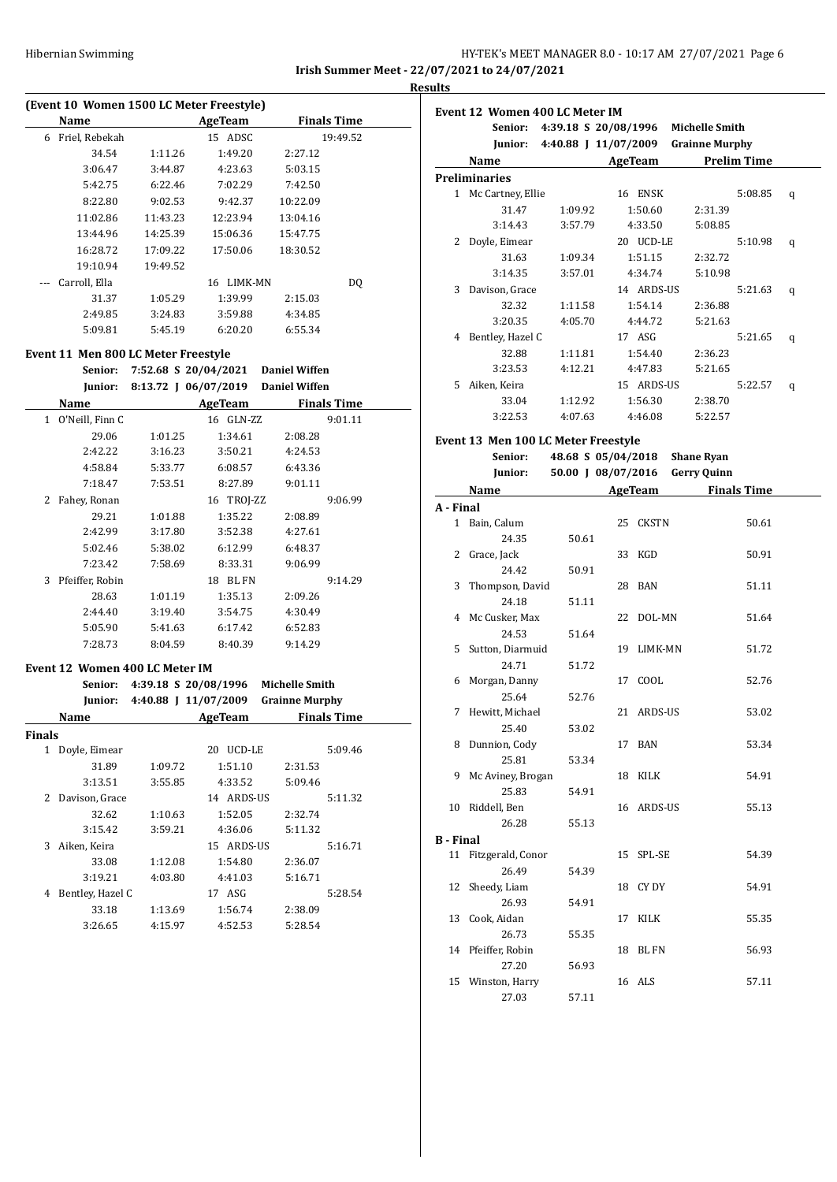**Irish Summer Meet - 22/07/2021 to 24/07/2021**

**Results**

## (Event 10 Women 1500 LC Meter Freestyle)

| | Name | AgeTeam | | Finals Time |
|---|---|---|---|---|
| 6 | Friel, Rebekah | 15 ADSC | | 19:49.52 |
| | 34.54 | 1:11.26 | 1:49.20 | 2:27.12 |
| | 3:06.47 | 3:44.87 | 4:23.63 | 5:03.15 |
| | 5:42.75 | 6:22.46 | 7:02.29 | 7:42.50 |
| | 8:22.80 | 9:02.53 | 9:42.37 | 10:22.09 |
| | 11:02.86 | 11:43.23 | 12:23.94 | 13:04.16 |
| | 13:44.96 | 14:25.39 | 15:06.36 | 15:47.75 |
| | 16:28.72 | 17:09.22 | 17:50.06 | 18:30.52 |
| | 19:10.94 | 19:49.52 | | |
| --- | Carroll, Ella | 16 LIMK-MN | | DQ |
| | 31.37 | 1:05.29 | 1:39.99 | 2:15.03 |
| | 2:49.85 | 3:24.83 | 3:59.88 | 4:34.85 |
| | 5:09.81 | 5:45.19 | 6:20.20 | 6:55.34 |

## Event 11 Men 800 LC Meter Freestyle

Senior: 7:52.68 S 20/04/2021 Daniel Wiffen
Junior: 8:13.72 J 06/07/2019 Daniel Wiffen

| | Name | AgeTeam | | Finals Time |
|---|---|---|---|---|
| 1 | O'Neill, Finn C | 16 GLN-ZZ | | 9:01.11 |
| | 29.06 | 1:01.25 | 1:34.61 | 2:08.28 |
| | 2:42.22 | 3:16.23 | 3:50.21 | 4:24.53 |
| | 4:58.84 | 5:33.77 | 6:08.57 | 6:43.36 |
| | 7:18.47 | 7:53.51 | 8:27.89 | 9:01.11 |
| 2 | Fahey, Ronan | 16 TROJ-ZZ | | 9:06.99 |
| | 29.21 | 1:01.88 | 1:35.22 | 2:08.89 |
| | 2:42.99 | 3:17.80 | 3:52.38 | 4:27.61 |
| | 5:02.46 | 5:38.02 | 6:12.99 | 6:48.37 |
| | 7:23.42 | 7:58.69 | 8:33.31 | 9:06.99 |
| 3 | Pfeiffer, Robin | 18 BL FN | | 9:14.29 |
| | 28.63 | 1:01.19 | 1:35.13 | 2:09.26 |
| | 2:44.40 | 3:19.40 | 3:54.75 | 4:30.49 |
| | 5:05.90 | 5:41.63 | 6:17.42 | 6:52.83 |
| | 7:28.73 | 8:04.59 | 8:40.39 | 9:14.29 |

## Event 12 Women 400 LC Meter IM

Senior: 4:39.18 S 20/08/1996 Michelle Smith
Junior: 4:40.88 J 11/07/2009 Grainne Murphy

**Finals**

| | Name | AgeTeam | | Finals Time |
|---|---|---|---|---|
| 1 | Doyle, Eimear | 20 UCD-LE | | 5:09.46 |
| | 31.89 | 1:09.72 | 1:51.10 | 2:31.53 |
| | 3:13.51 | 3:55.85 | 4:33.52 | 5:09.46 |
| 2 | Davison, Grace | 14 ARDS-US | | 5:11.32 |
| | 32.62 | 1:10.63 | 1:52.05 | 2:32.74 |
| | 3:15.42 | 3:59.21 | 4:36.06 | 5:11.32 |
| 3 | Aiken, Keira | 15 ARDS-US | | 5:16.71 |
| | 33.08 | 1:12.08 | 1:54.80 | 2:36.07 |
| | 3:19.21 | 4:03.80 | 4:41.03 | 5:16.71 |
| 4 | Bentley, Hazel C | 17 ASG | | 5:28.54 |
| | 33.18 | 1:13.69 | 1:56.74 | 2:38.09 |
| | 3:26.65 | 4:15.97 | 4:52.53 | 5:28.54 |

## Event 12 Women 400 LC Meter IM

Senior: 4:39.18 S 20/08/1996 Michelle Smith
Junior: 4:40.88 J 11/07/2009 Grainne Murphy

**Preliminaries**

| | Name | AgeTeam | | Prelim Time | |
|---|---|---|---|---|---|
| 1 | Mc Cartney, Ellie | 16 ENSK | | 5:08.85 | q |
| | 31.47 | 1:09.92 | 1:50.60 | 2:31.39 | |
| | 3:14.43 | 3:57.79 | 4:33.50 | 5:08.85 | |
| 2 | Doyle, Eimear | 20 UCD-LE | | 5:10.98 | q |
| | 31.63 | 1:09.34 | 1:51.15 | 2:32.72 | |
| | 3:14.35 | 3:57.01 | 4:34.74 | 5:10.98 | |
| 3 | Davison, Grace | 14 ARDS-US | | 5:21.63 | q |
| | 32.32 | 1:11.58 | 1:54.14 | 2:36.88 | |
| | 3:20.35 | 4:05.70 | 4:44.72 | 5:21.63 | |
| 4 | Bentley, Hazel C | 17 ASG | | 5:21.65 | q |
| | 32.88 | 1:11.81 | 1:54.40 | 2:36.23 | |
| | 3:23.53 | 4:12.21 | 4:47.83 | 5:21.65 | |
| 5 | Aiken, Keira | 15 ARDS-US | | 5:22.57 | q |
| | 33.04 | 1:12.92 | 1:56.30 | 2:38.70 | |
| | 3:22.53 | 4:07.63 | 4:46.08 | 5:22.57 | |

## Event 13 Men 100 LC Meter Freestyle

Senior: 48.68 S 05/04/2018 Shane Ryan
Junior: 50.00 J 08/07/2016 Gerry Quinn

**A - Final**

| | Name | | AgeTeam | Finals Time |
|---|---|---|---|---|
| 1 | Bain, Calum | | 25 CKSTN | 50.61 |
| | 24.35 | 50.61 | | |
| 2 | Grace, Jack | | 33 KGD | 50.91 |
| | 24.42 | 50.91 | | |
| 3 | Thompson, David | | 28 BAN | 51.11 |
| | 24.18 | 51.11 | | |
| 4 | Mc Cusker, Max | | 22 DOL-MN | 51.64 |
| | 24.53 | 51.64 | | |
| 5 | Sutton, Diarmuid | | 19 LIMK-MN | 51.72 |
| | 24.71 | 51.72 | | |
| 6 | Morgan, Danny | | 17 COOL | 52.76 |
| | 25.64 | 52.76 | | |
| 7 | Hewitt, Michael | | 21 ARDS-US | 53.02 |
| | 25.40 | 53.02 | | |
| 8 | Dunnion, Cody | | 17 BAN | 53.34 |
| | 25.81 | 53.34 | | |
| 9 | Mc Aviney, Brogan | | 18 KILK | 54.91 |
| | 25.83 | 54.91 | | |
| 10 | Riddell, Ben | | 16 ARDS-US | 55.13 |
| | 26.28 | 55.13 | | |

**B - Final**

| | Name | | AgeTeam | Finals Time |
|---|---|---|---|---|
| 11 | Fitzgerald, Conor | | 15 SPL-SE | 54.39 |
| | 26.49 | 54.39 | | |
| 12 | Sheedy, Liam | | 18 CY DY | 54.91 |
| | 26.93 | 54.91 | | |
| 13 | Cook, Aidan | | 17 KILK | 55.35 |
| | 26.73 | 55.35 | | |
| 14 | Pfeiffer, Robin | | 18 BL FN | 56.93 |
| | 27.20 | 56.93 | | |
| 15 | Winston, Harry | | 16 ALS | 57.11 |
| | 27.03 | 57.11 | | |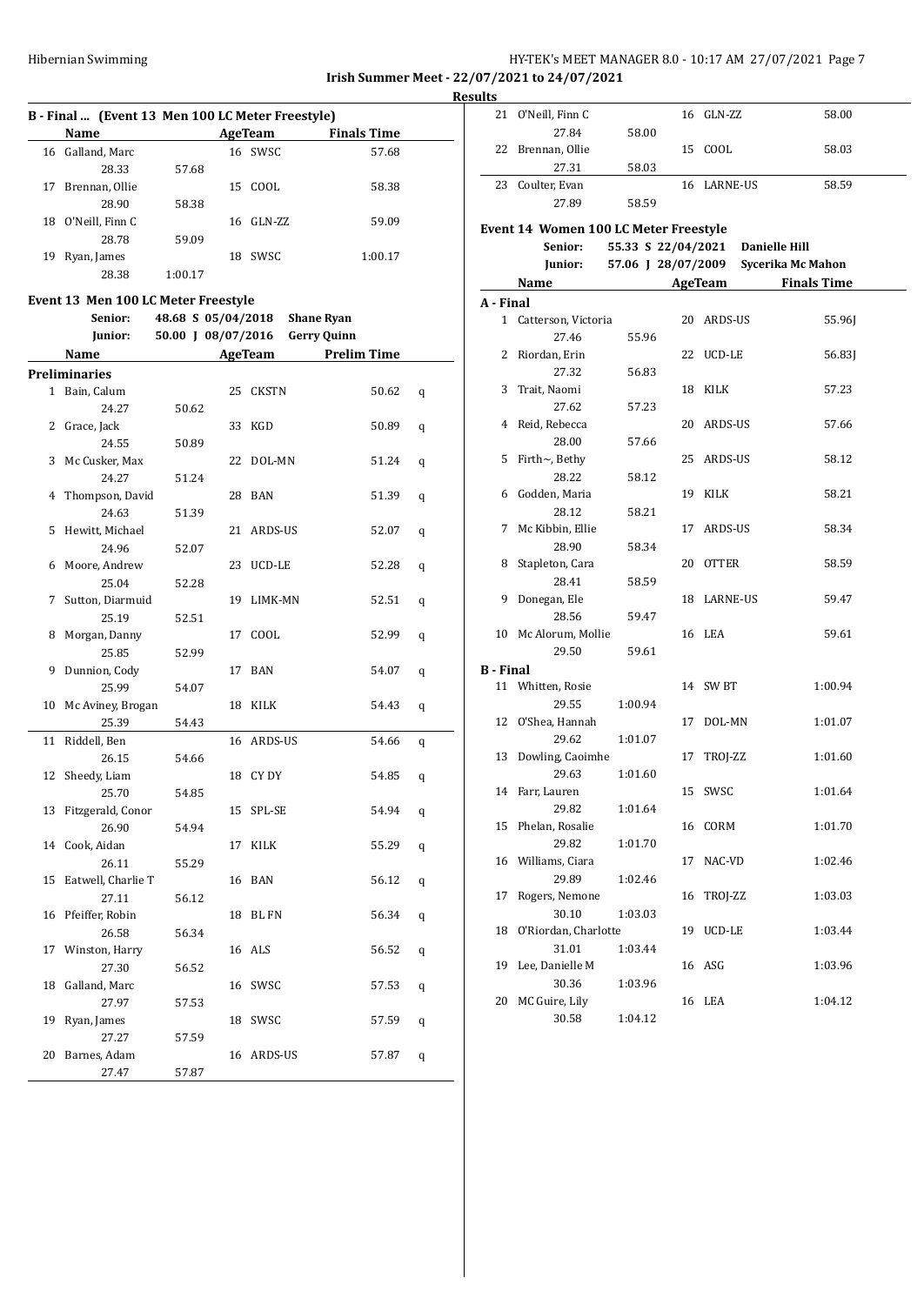## Irish Summer Meet - 22/07/2021 to 24/07/2021

### Results

**B - Final ... (Event 13 Men 100 LC Meter Freestyle)**

| | Name | Age | Team | Finals Time |
|---|---|---|---|---|
| 16 | Galland, Marc | 16 | SWSC | 57.68 |
| | 28.33 | 57.68 | | |
| 17 | Brennan, Ollie | 15 | COOL | 58.38 |
| | 28.90 | 58.38 | | |
| 18 | O'Neill, Finn C | 16 | GLN-ZZ | 59.09 |
| | 28.78 | 59.09 | | |
| 19 | Ryan, James | 18 | SWSC | 1:00.17 |
| | 28.38 | 1:00.17 | | |

### Event 13 Men 100 LC Meter Freestyle

Senior: 48.68 S 05/04/2018 Shane Ryan
Junior: 50.00 J 08/07/2016 Gerry Quinn

| | Name | Age | Team | Prelim Time | |
|---|---|---|---|---|---|
| **Preliminaries** | | | | | |
| 1 | Bain, Calum | 25 | CKSTN | 50.62 | q |
| | 24.27 | 50.62 | | | |
| 2 | Grace, Jack | 33 | KGD | 50.89 | q |
| | 24.55 | 50.89 | | | |
| 3 | Mc Cusker, Max | 22 | DOL-MN | 51.24 | q |
| | 24.27 | 51.24 | | | |
| 4 | Thompson, David | 28 | BAN | 51.39 | q |
| | 24.63 | 51.39 | | | |
| 5 | Hewitt, Michael | 21 | ARDS-US | 52.07 | q |
| | 24.96 | 52.07 | | | |
| 6 | Moore, Andrew | 23 | UCD-LE | 52.28 | q |
| | 25.04 | 52.28 | | | |
| 7 | Sutton, Diarmuid | 19 | LIMK-MN | 52.51 | q |
| | 25.19 | 52.51 | | | |
| 8 | Morgan, Danny | 17 | COOL | 52.99 | q |
| | 25.85 | 52.99 | | | |
| 9 | Dunnion, Cody | 17 | BAN | 54.07 | q |
| | 25.99 | 54.07 | | | |
| 10 | Mc Aviney, Brogan | 18 | KILK | 54.43 | q |
| | 25.39 | 54.43 | | | |
| 11 | Riddell, Ben | 16 | ARDS-US | 54.66 | q |
| | 26.15 | 54.66 | | | |
| 12 | Sheedy, Liam | 18 | CY DY | 54.85 | q |
| | 25.70 | 54.85 | | | |
| 13 | Fitzgerald, Conor | 15 | SPL-SE | 54.94 | q |
| | 26.90 | 54.94 | | | |
| 14 | Cook, Aidan | 17 | KILK | 55.29 | q |
| | 26.11 | 55.29 | | | |
| 15 | Eatwell, Charlie T | 16 | BAN | 56.12 | q |
| | 27.11 | 56.12 | | | |
| 16 | Pfeiffer, Robin | 18 | BL FN | 56.34 | q |
| | 26.58 | 56.34 | | | |
| 17 | Winston, Harry | 16 | ALS | 56.52 | q |
| | 27.30 | 56.52 | | | |
| 18 | Galland, Marc | 16 | SWSC | 57.53 | q |
| | 27.97 | 57.53 | | | |
| 19 | Ryan, James | 18 | SWSC | 57.59 | q |
| | 27.27 | 57.59 | | | |
| 20 | Barnes, Adam | 16 | ARDS-US | 57.87 | q |
| | 27.47 | 57.87 | | | |
| 21 | O'Neill, Finn C | 16 | GLN-ZZ | 58.00 | |
| | 27.84 | 58.00 | | | |
| 22 | Brennan, Ollie | 15 | COOL | 58.03 | |
| | 27.31 | 58.03 | | | |
| 23 | Coulter, Evan | 16 | LARNE-US | 58.59 | |
| | 27.89 | 58.59 | | | |

### Event 14 Women 100 LC Meter Freestyle

Senior: 55.33 S 22/04/2021 Danielle Hill
Junior: 57.06 J 28/07/2009 Sycerika Mc Mahon

| | Name | Age | Team | Finals Time |
|---|---|---|---|---|
| **A - Final** | | | | |
| 1 | Catterson, Victoria | 20 | ARDS-US | 55.96J |
| | 27.46 | 55.96 | | |
| 2 | Riordan, Erin | 22 | UCD-LE | 56.83J |
| | 27.32 | 56.83 | | |
| 3 | Trait, Naomi | 18 | KILK | 57.23 |
| | 27.62 | 57.23 | | |
| 4 | Reid, Rebecca | 20 | ARDS-US | 57.66 |
| | 28.00 | 57.66 | | |
| 5 | Firth~, Bethy | 25 | ARDS-US | 58.12 |
| | 28.22 | 58.12 | | |
| 6 | Godden, Maria | 19 | KILK | 58.21 |
| | 28.12 | 58.21 | | |
| 7 | Mc Kibbin, Ellie | 17 | ARDS-US | 58.34 |
| | 28.90 | 58.34 | | |
| 8 | Stapleton, Cara | 20 | OTTER | 58.59 |
| | 28.41 | 58.59 | | |
| 9 | Donegan, Ele | 18 | LARNE-US | 59.47 |
| | 28.56 | 59.47 | | |
| 10 | Mc Alorum, Mollie | 16 | LEA | 59.61 |
| | 29.50 | 59.61 | | |
| **B - Final** | | | | |
| 11 | Whitten, Rosie | 14 | SW BT | 1:00.94 |
| | 29.55 | 1:00.94 | | |
| 12 | O'Shea, Hannah | 17 | DOL-MN | 1:01.07 |
| | 29.62 | 1:01.07 | | |
| 13 | Dowling, Caoimhe | 17 | TROJ-ZZ | 1:01.60 |
| | 29.63 | 1:01.60 | | |
| 14 | Farr, Lauren | 15 | SWSC | 1:01.64 |
| | 29.82 | 1:01.64 | | |
| 15 | Phelan, Rosalie | 16 | CORM | 1:01.70 |
| | 29.82 | 1:01.70 | | |
| 16 | Williams, Ciara | 17 | NAC-VD | 1:02.46 |
| | 29.89 | 1:02.46 | | |
| 17 | Rogers, Nemone | 16 | TROJ-ZZ | 1:03.03 |
| | 30.10 | 1:03.03 | | |
| 18 | O'Riordan, Charlotte | 19 | UCD-LE | 1:03.44 |
| | 31.01 | 1:03.44 | | |
| 19 | Lee, Danielle M | 16 | ASG | 1:03.96 |
| | 30.36 | 1:03.96 | | |
| 20 | MC Guire, Lily | 16 | LEA | 1:04.12 |
| | 30.58 | 1:04.12 | | |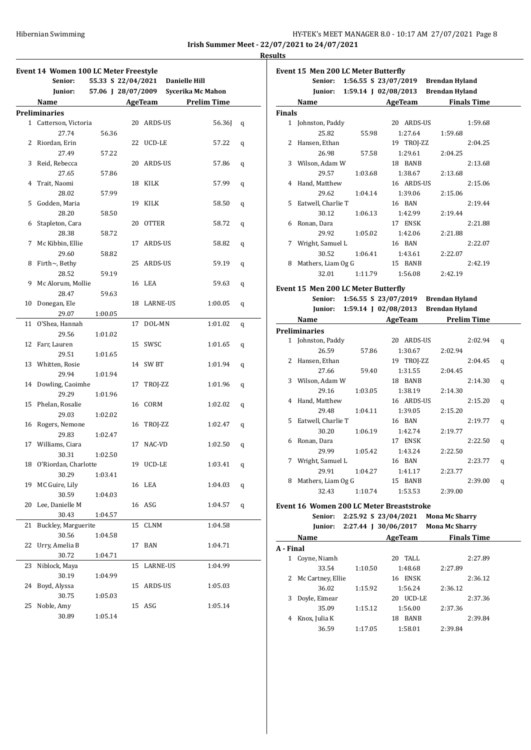**Irish Summer Meet - 22/07/2021 to 24/07/2021**

**Results**

### Event 14 Women 100 LC Meter Freestyle

Senior: 55.33 S 22/04/2021 Danielle Hill
Junior: 57.06 J 28/07/2009 Sycerika Mc Mahon

| | Name | AgeTeam | | Prelim Time | |
|---|---|---|---|---|---|
| **Preliminaries** | | | | | |
| 1 | Catterson, Victoria | 20 | ARDS-US | 56.36J | q |
| | 27.74 56.36 | | | | |
| 2 | Riordan, Erin | 22 | UCD-LE | 57.22 | q |
| | 27.49 57.22 | | | | |
| 3 | Reid, Rebecca | 20 | ARDS-US | 57.86 | q |
| | 27.65 57.86 | | | | |
| 4 | Trait, Naomi | 18 | KILK | 57.99 | q |
| | 28.02 57.99 | | | | |
| 5 | Godden, Maria | 19 | KILK | 58.50 | q |
| | 28.20 58.50 | | | | |
| 6 | Stapleton, Cara | 20 | OTTER | 58.72 | q |
| | 28.38 58.72 | | | | |
| 7 | Mc Kibbin, Ellie | 17 | ARDS-US | 58.82 | q |
| | 29.60 58.82 | | | | |
| 8 | Firth~, Bethy | 25 | ARDS-US | 59.19 | q |
| | 28.52 59.19 | | | | |
| 9 | Mc Alorum, Mollie | 16 | LEA | 59.63 | q |
| | 28.47 59.63 | | | | |
| 10 | Donegan, Ele | 18 | LARNE-US | 1:00.05 | q |
| | 29.07 1:00.05 | | | | |
| 11 | O'Shea, Hannah | 17 | DOL-MN | 1:01.02 | q |
| | 29.56 1:01.02 | | | | |
| 12 | Farr, Lauren | 15 | SWSC | 1:01.65 | q |
| | 29.51 1:01.65 | | | | |
| 13 | Whitten, Rosie | 14 | SW BT | 1:01.94 | q |
| | 29.94 1:01.94 | | | | |
| 14 | Dowling, Caoimhe | 17 | TROJ-ZZ | 1:01.96 | q |
| | 29.29 1:01.96 | | | | |
| 15 | Phelan, Rosalie | 16 | CORM | 1:02.02 | q |
| | 29.03 1:02.02 | | | | |
| 16 | Rogers, Nemone | 16 | TROJ-ZZ | 1:02.47 | q |
| | 29.83 1:02.47 | | | | |
| 17 | Williams, Ciara | 17 | NAC-VD | 1:02.50 | q |
| | 30.31 1:02.50 | | | | |
| 18 | O'Riordan, Charlotte | 19 | UCD-LE | 1:03.41 | q |
| | 30.29 1:03.41 | | | | |
| 19 | MC Guire, Lily | 16 | LEA | 1:04.03 | q |
| | 30.59 1:04.03 | | | | |
| 20 | Lee, Danielle M | 16 | ASG | 1:04.57 | q |
| | 30.43 1:04.57 | | | | |
| 21 | Buckley, Marguerite | 15 | CLNM | 1:04.58 | |
| | 30.56 1:04.58 | | | | |
| 22 | Urry, Amelia B | 17 | BAN | 1:04.71 | |
| | 30.72 1:04.71 | | | | |
| 23 | Niblock, Maya | 15 | LARNE-US | 1:04.99 | |
| | 30.19 1:04.99 | | | | |
| 24 | Boyd, Alyssa | 15 | ARDS-US | 1:05.03 | |
| | 30.75 1:05.03 | | | | |
| 25 | Noble, Amy | 15 | ASG | 1:05.14 | |
| | 30.89 1:05.14 | | | | |

### Event 15 Men 200 LC Meter Butterfly

Senior: 1:56.55 S 23/07/2019 Brendan Hyland
Junior: 1:59.14 J 02/08/2013 Brendan Hyland

| | Name | AgeTeam | | Finals Time |
|---|---|---|---|---|
| **Finals** | | | | |
| 1 | Johnston, Paddy | 20 | ARDS-US | 1:59.68 |
| | 25.82 55.98 1:27.64 1:59.68 | | | |
| 2 | Hansen, Ethan | 19 | TROJ-ZZ | 2:04.25 |
| | 26.98 57.58 1:29.61 2:04.25 | | | |
| 3 | Wilson, Adam W | 18 | BANB | 2:13.68 |
| | 29.57 1:03.68 1:38.67 2:13.68 | | | |
| 4 | Hand, Matthew | 16 | ARDS-US | 2:15.06 |
| | 29.62 1:04.14 1:39.06 2:15.06 | | | |
| 5 | Eatwell, Charlie T | 16 | BAN | 2:19.44 |
| | 30.12 1:06.13 1:42.99 2:19.44 | | | |
| 6 | Ronan, Dara | 17 | ENSK | 2:21.88 |
| | 29.92 1:05.02 1:42.06 2:21.88 | | | |
| 7 | Wright, Samuel L | 16 | BAN | 2:22.07 |
| | 30.52 1:06.41 1:43.61 2:22.07 | | | |
| 8 | Mathers, Liam Og G | 15 | BANB | 2:42.19 |
| | 32.01 1:11.79 1:56.08 2:42.19 | | | |

### Event 15 Men 200 LC Meter Butterfly

Senior: 1:56.55 S 23/07/2019 Brendan Hyland
Junior: 1:59.14 J 02/08/2013 Brendan Hyland

| | Name | AgeTeam | | Prelim Time | |
|---|---|---|---|---|---|
| **Preliminaries** | | | | | |
| 1 | Johnston, Paddy | 20 | ARDS-US | 2:02.94 | q |
| | 26.59 57.86 1:30.67 2:02.94 | | | | |
| 2 | Hansen, Ethan | 19 | TROJ-ZZ | 2:04.45 | q |
| | 27.66 59.40 1:31.55 2:04.45 | | | | |
| 3 | Wilson, Adam W | 18 | BANB | 2:14.30 | q |
| | 29.16 1:03.05 1:38.19 2:14.30 | | | | |
| 4 | Hand, Matthew | 16 | ARDS-US | 2:15.20 | q |
| | 29.48 1:04.11 1:39.05 2:15.20 | | | | |
| 5 | Eatwell, Charlie T | 16 | BAN | 2:19.77 | q |
| | 30.20 1:06.19 1:42.74 2:19.77 | | | | |
| 6 | Ronan, Dara | 17 | ENSK | 2:22.50 | q |
| | 29.99 1:05.42 1:43.24 2:22.50 | | | | |
| 7 | Wright, Samuel L | 16 | BAN | 2:23.77 | q |
| | 29.91 1:04.27 1:41.17 2:23.77 | | | | |
| 8 | Mathers, Liam Og G | 15 | BANB | 2:39.00 | q |
| | 32.43 1:10.74 1:53.53 2:39.00 | | | | |

### Event 16 Women 200 LC Meter Breaststroke

Senior: 2:25.92 S 23/04/2021 Mona Mc Sharry
Junior: 2:27.44 J 30/06/2017 Mona Mc Sharry

| | Name | AgeTeam | | Finals Time |
|---|---|---|---|---|
| **A - Final** | | | | |
| 1 | Coyne, Niamh | 20 | TALL | 2:27.89 |
| | 33.54 1:10.50 1:48.68 2:27.89 | | | |
| 2 | Mc Cartney, Ellie | 16 | ENSK | 2:36.12 |
| | 36.02 1:15.92 1:56.24 2:36.12 | | | |
| 3 | Doyle, Eimear | 20 | UCD-LE | 2:37.36 |
| | 35.09 1:15.12 1:56.00 2:37.36 | | | |
| 4 | Knox, Julia K | 18 | BANB | 2:39.84 |
| | 36.59 1:17.05 1:58.01 2:39.84 | | | |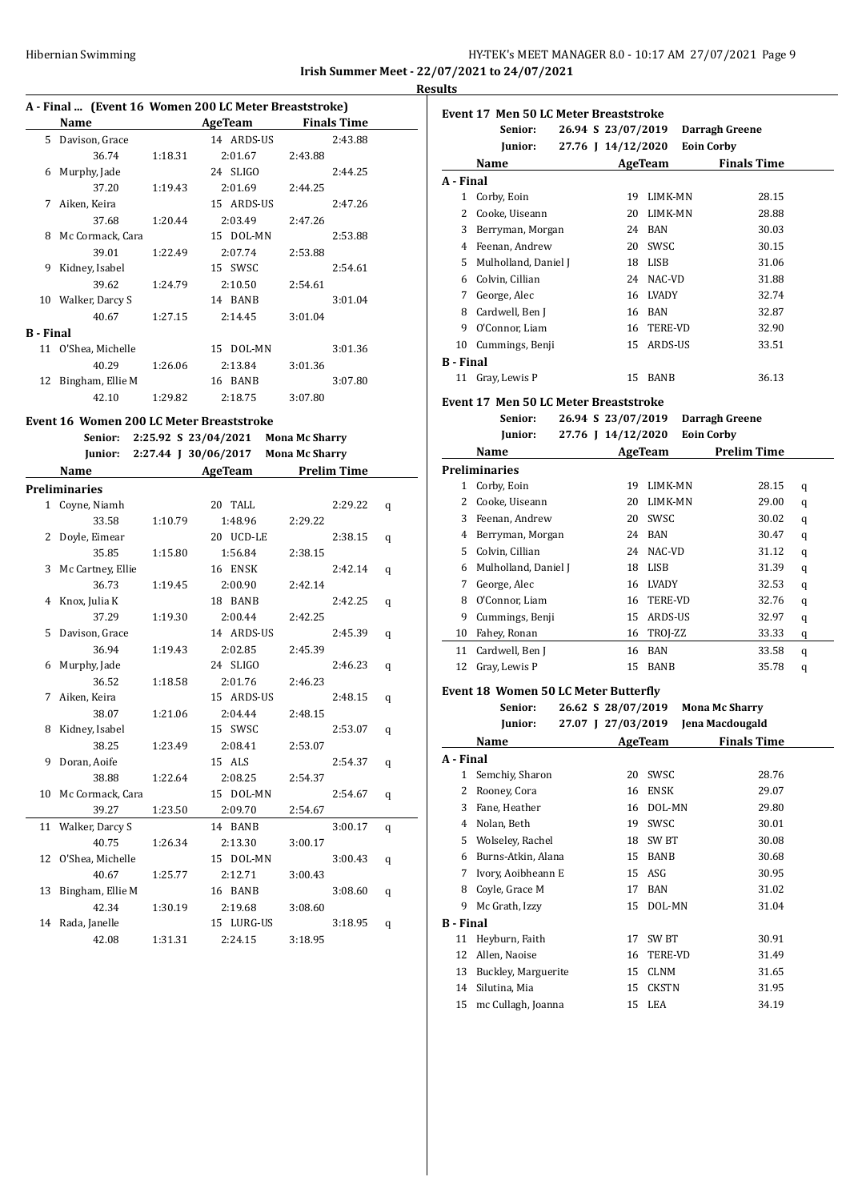## Irish Summer Meet - 22/07/2021 to 24/07/2021

### Results

### A - Final ... (Event 16 Women 200 LC Meter Breaststroke)

| | Name | AgeTeam | | Finals Time | |
|---|---|---|---|---|---|
| 5 | Davison, Grace | 14 ARDS-US | | 2:43.88 | |
| | 36.74 | 1:18.31 | 2:01.67 | 2:43.88 | |
| 6 | Murphy, Jade | 24 SLIGO | | 2:44.25 | |
| | 37.20 | 1:19.43 | 2:01.69 | 2:44.25 | |
| 7 | Aiken, Keira | 15 ARDS-US | | 2:47.26 | |
| | 37.68 | 1:20.44 | 2:03.49 | 2:47.26 | |
| 8 | Mc Cormack, Cara | 15 DOL-MN | | 2:53.88 | |
| | 39.01 | 1:22.49 | 2:07.74 | 2:53.88 | |
| 9 | Kidney, Isabel | 15 SWSC | | 2:54.61 | |
| | 39.62 | 1:24.79 | 2:10.50 | 2:54.61 | |
| 10 | Walker, Darcy S | 14 BANB | | 3:01.04 | |
| | 40.67 | 1:27.15 | 2:14.45 | 3:01.04 | |
| **B - Final** | | | | | |
| 11 | O'Shea, Michelle | 15 DOL-MN | | 3:01.36 | |
| | 40.29 | 1:26.06 | 2:13.84 | 3:01.36 | |
| 12 | Bingham, Ellie M | 16 BANB | | 3:07.80 | |
| | 42.10 | 1:29.82 | 2:18.75 | 3:07.80 | |

### Event 16 Women 200 LC Meter Breaststroke

Senior: 2:25.92 S 23/04/2021 Mona Mc Sharry
Junior: 2:27.44 J 30/06/2017 Mona Mc Sharry

| | Name | AgeTeam | | Prelim Time | |
|---|---|---|---|---|---|
| **Preliminaries** | | | | | |
| 1 | Coyne, Niamh | 20 TALL | | 2:29.22 | q |
| | 33.58 | 1:10.79 | 1:48.96 | 2:29.22 | |
| 2 | Doyle, Eimear | 20 UCD-LE | | 2:38.15 | q |
| | 35.85 | 1:15.80 | 1:56.84 | 2:38.15 | |
| 3 | Mc Cartney, Ellie | 16 ENSK | | 2:42.14 | q |
| | 36.73 | 1:19.45 | 2:00.90 | 2:42.14 | |
| 4 | Knox, Julia K | 18 BANB | | 2:42.25 | q |
| | 37.29 | 1:19.30 | 2:00.44 | 2:42.25 | |
| 5 | Davison, Grace | 14 ARDS-US | | 2:45.39 | q |
| | 36.94 | 1:19.43 | 2:02.85 | 2:45.39 | |
| 6 | Murphy, Jade | 24 SLIGO | | 2:46.23 | q |
| | 36.52 | 1:18.58 | 2:01.76 | 2:46.23 | |
| 7 | Aiken, Keira | 15 ARDS-US | | 2:48.15 | q |
| | 38.07 | 1:21.06 | 2:04.44 | 2:48.15 | |
| 8 | Kidney, Isabel | 15 SWSC | | 2:53.07 | q |
| | 38.25 | 1:23.49 | 2:08.41 | 2:53.07 | |
| 9 | Doran, Aoife | 15 ALS | | 2:54.37 | q |
| | 38.88 | 1:22.64 | 2:08.25 | 2:54.37 | |
| 10 | Mc Cormack, Cara | 15 DOL-MN | | 2:54.67 | q |
| | 39.27 | 1:23.50 | 2:09.70 | 2:54.67 | |
| 11 | Walker, Darcy S | 14 BANB | | 3:00.17 | q |
| | 40.75 | 1:26.34 | 2:13.30 | 3:00.17 | |
| 12 | O'Shea, Michelle | 15 DOL-MN | | 3:00.43 | q |
| | 40.67 | 1:25.77 | 2:12.71 | 3:00.43 | |
| 13 | Bingham, Ellie M | 16 BANB | | 3:08.60 | q |
| | 42.34 | 1:30.19 | 2:19.68 | 3:08.60 | |
| 14 | Rada, Janelle | 15 LURG-US | | 3:18.95 | q |
| | 42.08 | 1:31.31 | 2:24.15 | 3:18.95 | |

### Event 17 Men 50 LC Meter Breaststroke

Senior: 26.94 S 23/07/2019 Darragh Greene
Junior: 27.76 J 14/12/2020 Eoin Corby

| | Name | Age | Team | Finals Time |
|---|---|---|---|---|
| **A - Final** | | | | |
| 1 | Corby, Eoin | 19 | LIMK-MN | 28.15 |
| 2 | Cooke, Uiseann | 20 | LIMK-MN | 28.88 |
| 3 | Berryman, Morgan | 24 | BAN | 30.03 |
| 4 | Feenan, Andrew | 20 | SWSC | 30.15 |
| 5 | Mulholland, Daniel J | 18 | LISB | 31.06 |
| 6 | Colvin, Cillian | 24 | NAC-VD | 31.88 |
| 7 | George, Alec | 16 | LVADY | 32.74 |
| 8 | Cardwell, Ben J | 16 | BAN | 32.87 |
| 9 | O'Connor, Liam | 16 | TERE-VD | 32.90 |
| 10 | Cummings, Benji | 15 | ARDS-US | 33.51 |
| **B - Final** | | | | |
| 11 | Gray, Lewis P | 15 | BANB | 36.13 |

### Event 17 Men 50 LC Meter Breaststroke

Senior: 26.94 S 23/07/2019 Darragh Greene
Junior: 27.76 J 14/12/2020 Eoin Corby

| | Name | Age | Team | Prelim Time | |
|---|---|---|---|---|---|
| **Preliminaries** | | | | | |
| 1 | Corby, Eoin | 19 | LIMK-MN | 28.15 | q |
| 2 | Cooke, Uiseann | 20 | LIMK-MN | 29.00 | q |
| 3 | Feenan, Andrew | 20 | SWSC | 30.02 | q |
| 4 | Berryman, Morgan | 24 | BAN | 30.47 | q |
| 5 | Colvin, Cillian | 24 | NAC-VD | 31.12 | q |
| 6 | Mulholland, Daniel J | 18 | LISB | 31.39 | q |
| 7 | George, Alec | 16 | LVADY | 32.53 | q |
| 8 | O'Connor, Liam | 16 | TERE-VD | 32.76 | q |
| 9 | Cummings, Benji | 15 | ARDS-US | 32.97 | q |
| 10 | Fahey, Ronan | 16 | TROJ-ZZ | 33.33 | q |
| 11 | Cardwell, Ben J | 16 | BAN | 33.58 | q |
| 12 | Gray, Lewis P | 15 | BANB | 35.78 | q |

### Event 18 Women 50 LC Meter Butterfly

Senior: 26.62 S 28/07/2019 Mona Mc Sharry
Junior: 27.07 J 27/03/2019 Jena Macdougald

| | Name | Age | Team | Finals Time |
|---|---|---|---|---|
| **A - Final** | | | | |
| 1 | Semchiy, Sharon | 20 | SWSC | 28.76 |
| 2 | Rooney, Cora | 16 | ENSK | 29.07 |
| 3 | Fane, Heather | 16 | DOL-MN | 29.80 |
| 4 | Nolan, Beth | 19 | SWSC | 30.01 |
| 5 | Wolseley, Rachel | 18 | SW BT | 30.08 |
| 6 | Burns-Atkin, Alana | 15 | BANB | 30.68 |
| 7 | Ivory, Aoibheann E | 15 | ASG | 30.95 |
| 8 | Coyle, Grace M | 17 | BAN | 31.02 |
| 9 | Mc Grath, Izzy | 15 | DOL-MN | 31.04 |
| **B - Final** | | | | |
| 11 | Heyburn, Faith | 17 | SW BT | 30.91 |
| 12 | Allen, Naoise | 16 | TERE-VD | 31.49 |
| 13 | Buckley, Marguerite | 15 | CLNM | 31.65 |
| 14 | Silutina, Mia | 15 | CKSTN | 31.95 |
| 15 | mc Cullagh, Joanna | 15 | LEA | 34.19 |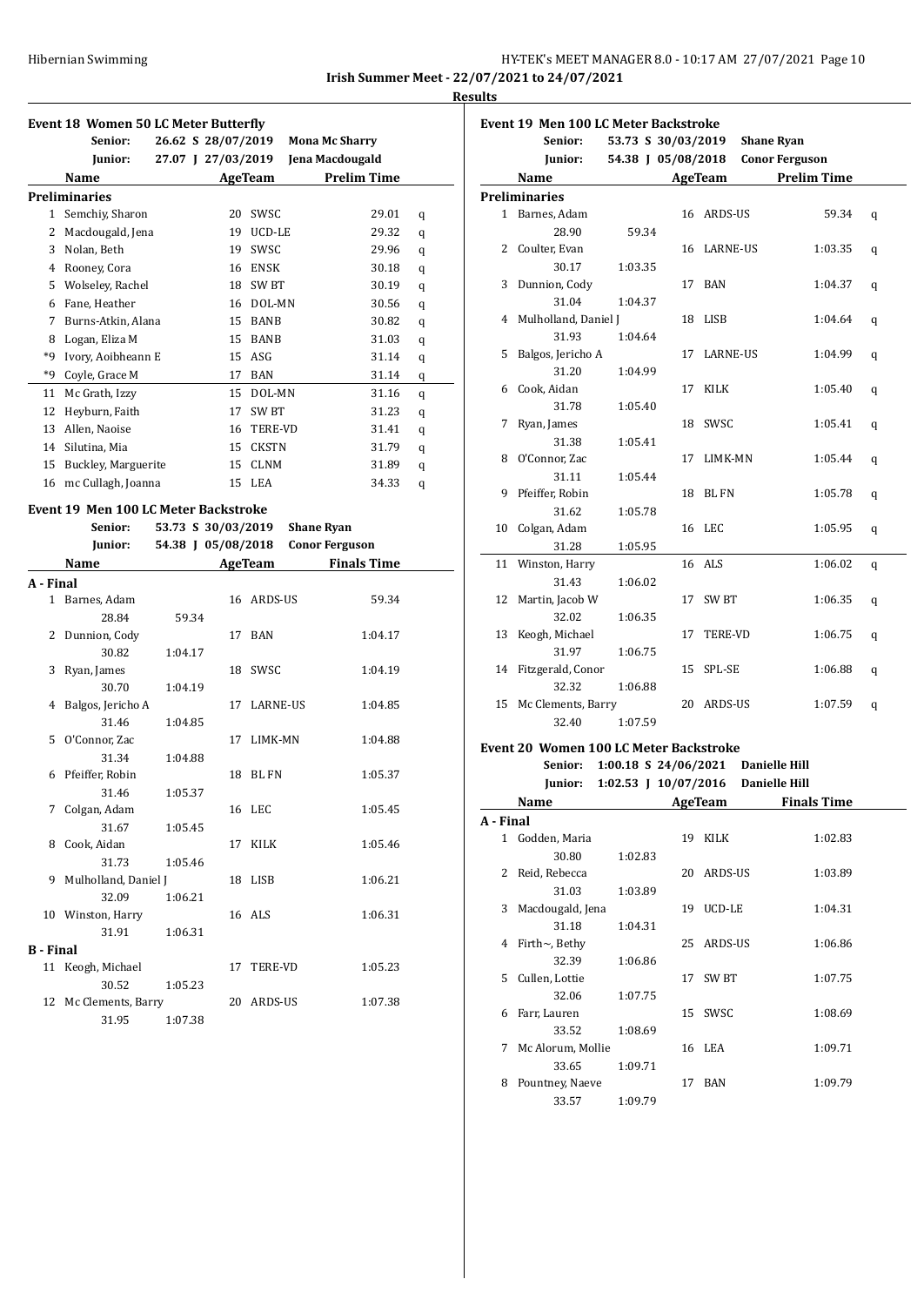Irish Summer Meet - 22/07/2021 to 24/07/2021

**Results**

### Event 18 Women 50 LC Meter Butterfly

| | | | |
|---|---|---|---|
| Senior: | 26.62 S 28/07/2019 | Mona Mc Sharry | |
| Junior: | 27.07 J 27/03/2019 | Jena Macdougald | |

| | Name | Age | Team | Prelim Time | |
|---|---|---|---|---|---|
| **Preliminaries** | | | | | |
| 1 | Semchiy, Sharon | 20 | SWSC | 29.01 | q |
| 2 | Macdougald, Jena | 19 | UCD-LE | 29.32 | q |
| 3 | Nolan, Beth | 19 | SWSC | 29.96 | q |
| 4 | Rooney, Cora | 16 | ENSK | 30.18 | q |
| 5 | Wolseley, Rachel | 18 | SW BT | 30.19 | q |
| 6 | Fane, Heather | 16 | DOL-MN | 30.56 | q |
| 7 | Burns-Atkin, Alana | 15 | BANB | 30.82 | q |
| 8 | Logan, Eliza M | 15 | BANB | 31.03 | q |
| *9 | Ivory, Aoibheann E | 15 | ASG | 31.14 | q |
| *9 | Coyle, Grace M | 17 | BAN | 31.14 | q |
| 11 | Mc Grath, Izzy | 15 | DOL-MN | 31.16 | q |
| 12 | Heyburn, Faith | 17 | SW BT | 31.23 | q |
| 13 | Allen, Naoise | 16 | TERE-VD | 31.41 | q |
| 14 | Silutina, Mia | 15 | CKSTN | 31.79 | q |
| 15 | Buckley, Marguerite | 15 | CLNM | 31.89 | q |
| 16 | mc Cullagh, Joanna | 15 | LEA | 34.33 | q |

### Event 19 Men 100 LC Meter Backstroke

| | | | |
|---|---|---|---|
| Senior: | 53.73 S 30/03/2019 | Shane Ryan | |
| Junior: | 54.38 J 05/08/2018 | Conor Ferguson | |

| | Name | Age | Team | Finals Time |
|---|---|---|---|---|
| **A - Final** | | | | |
| 1 | Barnes, Adam | 16 | ARDS-US | 59.34 |
| | 28.84 59.34 | | | |
| 2 | Dunnion, Cody | 17 | BAN | 1:04.17 |
| | 30.82 1:04.17 | | | |
| 3 | Ryan, James | 18 | SWSC | 1:04.19 |
| | 30.70 1:04.19 | | | |
| 4 | Balgos, Jericho A | 17 | LARNE-US | 1:04.85 |
| | 31.46 1:04.85 | | | |
| 5 | O'Connor, Zac | 17 | LIMK-MN | 1:04.88 |
| | 31.34 1:04.88 | | | |
| 6 | Pfeiffer, Robin | 18 | BL FN | 1:05.37 |
| | 31.46 1:05.37 | | | |
| 7 | Colgan, Adam | 16 | LEC | 1:05.45 |
| | 31.67 1:05.45 | | | |
| 8 | Cook, Aidan | 17 | KILK | 1:05.46 |
| | 31.73 1:05.46 | | | |
| 9 | Mulholland, Daniel J | 18 | LISB | 1:06.21 |
| | 32.09 1:06.21 | | | |
| 10 | Winston, Harry | 16 | ALS | 1:06.31 |
| | 31.91 1:06.31 | | | |
| **B - Final** | | | | |
| 11 | Keogh, Michael | 17 | TERE-VD | 1:05.23 |
| | 30.52 1:05.23 | | | |
| 12 | Mc Clements, Barry | 20 | ARDS-US | 1:07.38 |
| | 31.95 1:07.38 | | | |

### Event 19 Men 100 LC Meter Backstroke

| | | | |
|---|---|---|---|
| Senior: | 53.73 S 30/03/2019 | Shane Ryan | |
| Junior: | 54.38 J 05/08/2018 | Conor Ferguson | |

| | Name | Age | Team | Prelim Time | |
|---|---|---|---|---|---|
| **Preliminaries** | | | | | |
| 1 | Barnes, Adam | 16 | ARDS-US | 59.34 | q |
| | 28.90 59.34 | | | | |
| 2 | Coulter, Evan | 16 | LARNE-US | 1:03.35 | q |
| | 30.17 1:03.35 | | | | |
| 3 | Dunnion, Cody | 17 | BAN | 1:04.37 | q |
| | 31.04 1:04.37 | | | | |
| 4 | Mulholland, Daniel J | 18 | LISB | 1:04.64 | q |
| | 31.93 1:04.64 | | | | |
| 5 | Balgos, Jericho A | 17 | LARNE-US | 1:04.99 | q |
| | 31.20 1:04.99 | | | | |
| 6 | Cook, Aidan | 17 | KILK | 1:05.40 | q |
| | 31.78 1:05.40 | | | | |
| 7 | Ryan, James | 18 | SWSC | 1:05.41 | q |
| | 31.38 1:05.41 | | | | |
| 8 | O'Connor, Zac | 17 | LIMK-MN | 1:05.44 | q |
| | 31.11 1:05.44 | | | | |
| 9 | Pfeiffer, Robin | 18 | BL FN | 1:05.78 | q |
| | 31.62 1:05.78 | | | | |
| 10 | Colgan, Adam | 16 | LEC | 1:05.95 | q |
| | 31.28 1:05.95 | | | | |
| 11 | Winston, Harry | 16 | ALS | 1:06.02 | q |
| | 31.43 1:06.02 | | | | |
| 12 | Martin, Jacob W | 17 | SW BT | 1:06.35 | q |
| | 32.02 1:06.35 | | | | |
| 13 | Keogh, Michael | 17 | TERE-VD | 1:06.75 | q |
| | 31.97 1:06.75 | | | | |
| 14 | Fitzgerald, Conor | 15 | SPL-SE | 1:06.88 | q |
| | 32.32 1:06.88 | | | | |
| 15 | Mc Clements, Barry | 20 | ARDS-US | 1:07.59 | q |
| | 32.40 1:07.59 | | | | |

### Event 20 Women 100 LC Meter Backstroke

| | | | |
|---|---|---|---|
| Senior: | 1:00.18 S 24/06/2021 | Danielle Hill | |
| Junior: | 1:02.53 J 10/07/2016 | Danielle Hill | |

| | Name | Age | Team | Finals Time |
|---|---|---|---|---|
| **A - Final** | | | | |
| 1 | Godden, Maria | 19 | KILK | 1:02.83 |
| | 30.80 1:02.83 | | | |
| 2 | Reid, Rebecca | 20 | ARDS-US | 1:03.89 |
| | 31.03 1:03.89 | | | |
| 3 | Macdougald, Jena | 19 | UCD-LE | 1:04.31 |
| | 31.18 1:04.31 | | | |
| 4 | Firth~, Bethy | 25 | ARDS-US | 1:06.86 |
| | 32.39 1:06.86 | | | |
| 5 | Cullen, Lottie | 17 | SW BT | 1:07.75 |
| | 32.06 1:07.75 | | | |
| 6 | Farr, Lauren | 15 | SWSC | 1:08.69 |
| | 33.52 1:08.69 | | | |
| 7 | Mc Alorum, Mollie | 16 | LEA | 1:09.71 |
| | 33.65 1:09.71 | | | |
| 8 | Pountney, Naeve | 17 | BAN | 1:09.79 |
| | 33.57 1:09.79 | | | |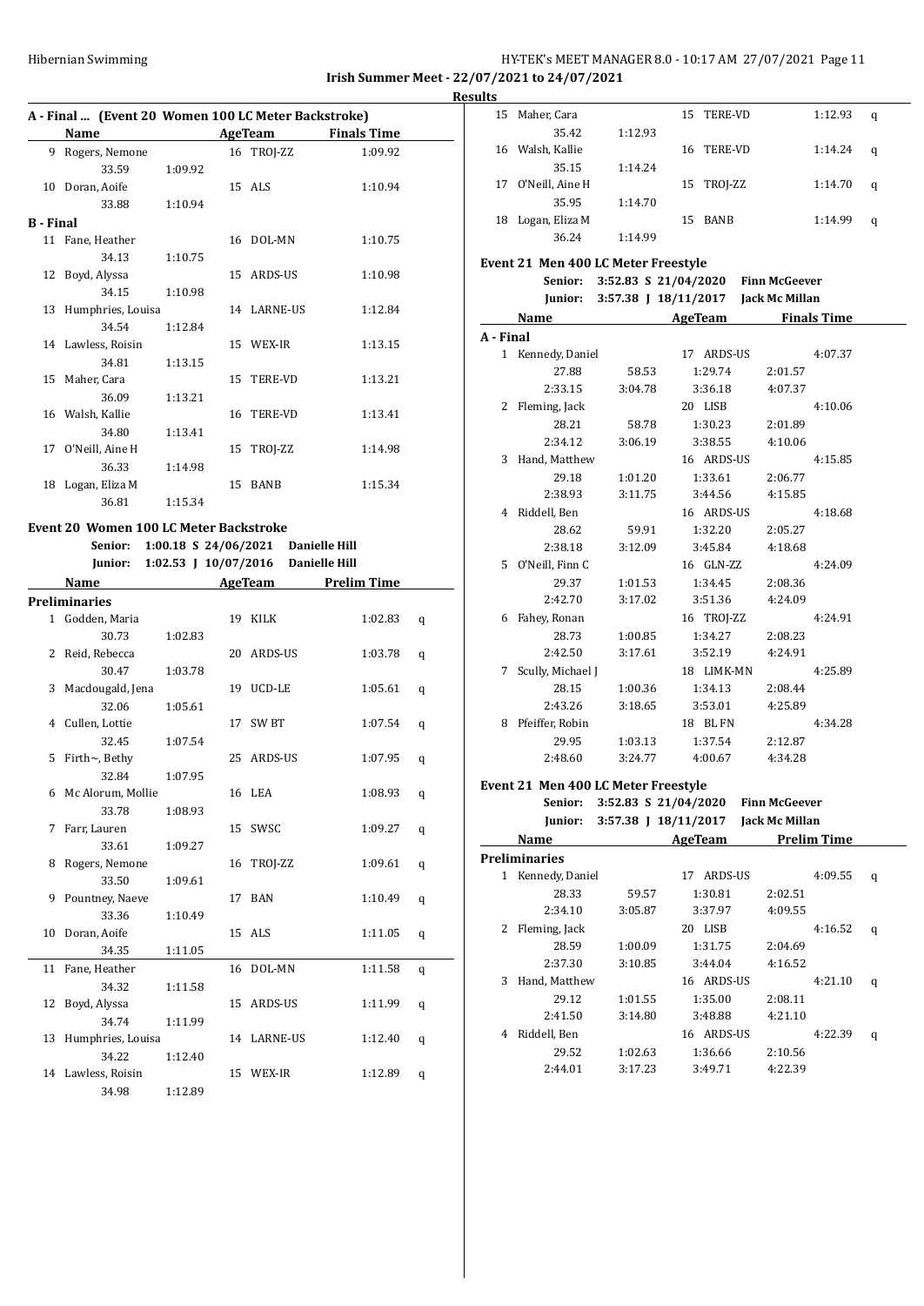**Irish Summer Meet - 22/07/2021 to 24/07/2021**

**Results**

### A - Final ... (Event 20 Women 100 LC Meter Backstroke)

| | Name | | Age | Team | Finals Time |
|---|---|---|---|---|---|
| 9 | Rogers, Nemone | | 16 | TROJ-ZZ | 1:09.92 |
| | 33.59 | 1:09.92 | | | |
| 10 | Doran, Aoife | | 15 | ALS | 1:10.94 |
| | 33.88 | 1:10.94 | | | |
| **B - Final** | | | | | |
| 11 | Fane, Heather | | 16 | DOL-MN | 1:10.75 |
| | 34.13 | 1:10.75 | | | |
| 12 | Boyd, Alyssa | | 15 | ARDS-US | 1:10.98 |
| | 34.15 | 1:10.98 | | | |
| 13 | Humphries, Louisa | | 14 | LARNE-US | 1:12.84 |
| | 34.54 | 1:12.84 | | | |
| 14 | Lawless, Roisin | | 15 | WEX-IR | 1:13.15 |
| | 34.81 | 1:13.15 | | | |
| 15 | Maher, Cara | | 15 | TERE-VD | 1:13.21 |
| | 36.09 | 1:13.21 | | | |
| 16 | Walsh, Kallie | | 16 | TERE-VD | 1:13.41 |
| | 34.80 | 1:13.41 | | | |
| 17 | O'Neill, Aine H | | 15 | TROJ-ZZ | 1:14.98 |
| | 36.33 | 1:14.98 | | | |
| 18 | Logan, Eliza M | | 15 | BANB | 1:15.34 |
| | 36.81 | 1:15.34 | | | |

### Event 20 Women 100 LC Meter Backstroke

**Senior:** 1:00.18 S 24/06/2021 **Danielle Hill**
**Junior:** 1:02.53 J 10/07/2016 **Danielle Hill**

| | Name | | Age | Team | Prelim Time | |
|---|---|---|---|---|---|---|
| **Preliminaries** | | | | | | |
| 1 | Godden, Maria | | 19 | KILK | 1:02.83 | q |
| | 30.73 | 1:02.83 | | | | |
| 2 | Reid, Rebecca | | 20 | ARDS-US | 1:03.78 | q |
| | 30.47 | 1:03.78 | | | | |
| 3 | Macdougald, Jena | | 19 | UCD-LE | 1:05.61 | q |
| | 32.06 | 1:05.61 | | | | |
| 4 | Cullen, Lottie | | 17 | SW BT | 1:07.54 | q |
| | 32.45 | 1:07.54 | | | | |
| 5 | Firth~, Bethy | | 25 | ARDS-US | 1:07.95 | q |
| | 32.84 | 1:07.95 | | | | |
| 6 | Mc Alorum, Mollie | | 16 | LEA | 1:08.93 | q |
| | 33.78 | 1:08.93 | | | | |
| 7 | Farr, Lauren | | 15 | SWSC | 1:09.27 | q |
| | 33.61 | 1:09.27 | | | | |
| 8 | Rogers, Nemone | | 16 | TROJ-ZZ | 1:09.61 | q |
| | 33.50 | 1:09.61 | | | | |
| 9 | Pountney, Naeve | | 17 | BAN | 1:10.49 | q |
| | 33.36 | 1:10.49 | | | | |
| 10 | Doran, Aoife | | 15 | ALS | 1:11.05 | q |
| | 34.35 | 1:11.05 | | | | |
| 11 | Fane, Heather | | 16 | DOL-MN | 1:11.58 | q |
| | 34.32 | 1:11.58 | | | | |
| 12 | Boyd, Alyssa | | 15 | ARDS-US | 1:11.99 | q |
| | 34.74 | 1:11.99 | | | | |
| 13 | Humphries, Louisa | | 14 | LARNE-US | 1:12.40 | q |
| | 34.22 | 1:12.40 | | | | |
| 14 | Lawless, Roisin | | 15 | WEX-IR | 1:12.89 | q |
| | 34.98 | 1:12.89 | | | | |
| 15 | Maher, Cara | | 15 | TERE-VD | 1:12.93 | q |
| | 35.42 | 1:12.93 | | | | |
| 16 | Walsh, Kallie | | 16 | TERE-VD | 1:14.24 | q |
| | 35.15 | 1:14.24 | | | | |
| 17 | O'Neill, Aine H | | 15 | TROJ-ZZ | 1:14.70 | q |
| | 35.95 | 1:14.70 | | | | |
| 18 | Logan, Eliza M | | 15 | BANB | 1:14.99 | q |
| | 36.24 | 1:14.99 | | | | |

### Event 21 Men 400 LC Meter Freestyle

**Senior:** 3:52.83 S 21/04/2020 **Finn McGeever**
**Junior:** 3:57.38 J 18/11/2017 **Jack Mc Millan**

| | Name | | Age | Team | Finals Time |
|---|---|---|---|---|---|
| **A - Final** | | | | | |
| 1 | Kennedy, Daniel | | 17 | ARDS-US | 4:07.37 |
| | 27.88 | 58.53 | 1:29.74 | 2:01.57 | |
| | 2:33.15 | 3:04.78 | 3:36.18 | 4:07.37 | |
| 2 | Fleming, Jack | | 20 | LISB | 4:10.06 |
| | 28.21 | 58.78 | 1:30.23 | 2:01.89 | |
| | 2:34.12 | 3:06.19 | 3:38.55 | 4:10.06 | |
| 3 | Hand, Matthew | | 16 | ARDS-US | 4:15.85 |
| | 29.18 | 1:01.20 | 1:33.61 | 2:06.77 | |
| | 2:38.93 | 3:11.75 | 3:44.56 | 4:15.85 | |
| 4 | Riddell, Ben | | 16 | ARDS-US | 4:18.68 |
| | 28.62 | 59.91 | 1:32.20 | 2:05.27 | |
| | 2:38.18 | 3:12.09 | 3:45.84 | 4:18.68 | |
| 5 | O'Neill, Finn C | | 16 | GLN-ZZ | 4:24.09 |
| | 29.37 | 1:01.53 | 1:34.45 | 2:08.36 | |
| | 2:42.70 | 3:17.02 | 3:51.36 | 4:24.09 | |
| 6 | Fahey, Ronan | | 16 | TROJ-ZZ | 4:24.91 |
| | 28.73 | 1:00.85 | 1:34.27 | 2:08.23 | |
| | 2:42.50 | 3:17.61 | 3:52.19 | 4:24.91 | |
| 7 | Scully, Michael J | | 18 | LIMK-MN | 4:25.89 |
| | 28.15 | 1:00.36 | 1:34.13 | 2:08.44 | |
| | 2:43.26 | 3:18.65 | 3:53.01 | 4:25.89 | |
| 8 | Pfeiffer, Robin | | 18 | BL FN | 4:34.28 |
| | 29.95 | 1:03.13 | 1:37.54 | 2:12.87 | |
| | 2:48.60 | 3:24.77 | 4:00.67 | 4:34.28 | |

### Event 21 Men 400 LC Meter Freestyle

**Senior:** 3:52.83 S 21/04/2020 **Finn McGeever**
**Junior:** 3:57.38 J 18/11/2017 **Jack Mc Millan**

| | Name | | Age | Team | Prelim Time | |
|---|---|---|---|---|---|---|
| **Preliminaries** | | | | | | |
| 1 | Kennedy, Daniel | | 17 | ARDS-US | 4:09.55 | q |
| | 28.33 | 59.57 | 1:30.81 | 2:02.51 | | |
| | 2:34.10 | 3:05.87 | 3:37.97 | 4:09.55 | | |
| 2 | Fleming, Jack | | 20 | LISB | 4:16.52 | q |
| | 28.59 | 1:00.09 | 1:31.75 | 2:04.69 | | |
| | 2:37.30 | 3:10.85 | 3:44.04 | 4:16.52 | | |
| 3 | Hand, Matthew | | 16 | ARDS-US | 4:21.10 | q |
| | 29.12 | 1:01.55 | 1:35.00 | 2:08.11 | | |
| | 2:41.50 | 3:14.80 | 3:48.88 | 4:21.10 | | |
| 4 | Riddell, Ben | | 16 | ARDS-US | 4:22.39 | q |
| | 29.52 | 1:02.63 | 1:36.66 | 2:10.56 | | |
| | 2:44.01 | 3:17.23 | 3:49.71 | 4:22.39 | | |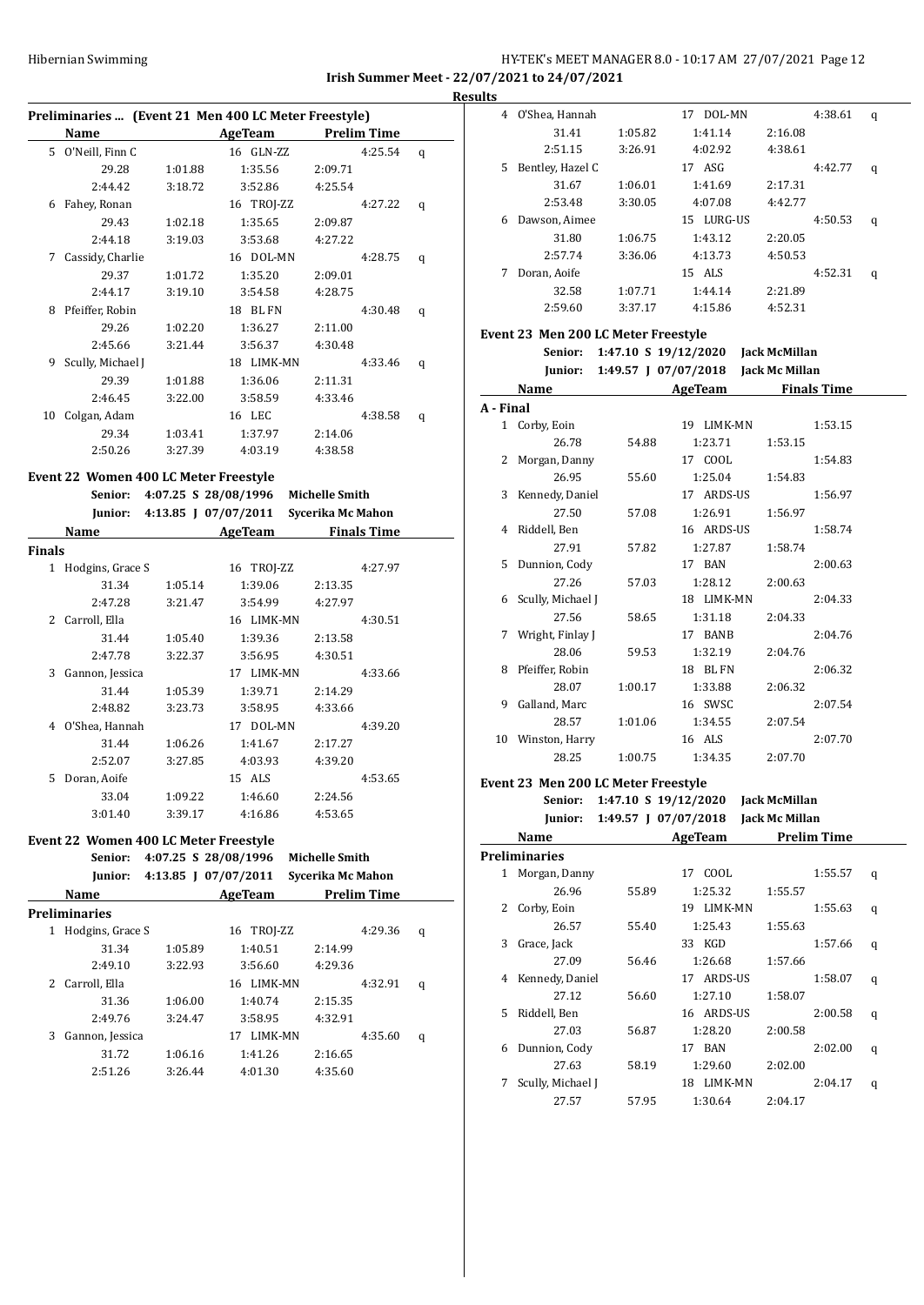Irish Summer Meet - 22/07/2021 to 24/07/2021

Results

### Preliminaries ... (Event 21 Men 400 LC Meter Freestyle)

| | Name | | AgeTeam | | Prelim Time | |
|---|---|---|---|---|---|---|
| 5 | O'Neill, Finn C | | 16 GLN-ZZ | | 4:25.54 | q |
| | 29.28 | 1:01.88 | 1:35.56 | 2:09.71 | | |
| | 2:44.42 | 3:18.72 | 3:52.86 | 4:25.54 | | |
| 6 | Fahey, Ronan | | 16 TROJ-ZZ | | 4:27.22 | q |
| | 29.43 | 1:02.18 | 1:35.65 | 2:09.87 | | |
| | 2:44.18 | 3:19.03 | 3:53.68 | 4:27.22 | | |
| 7 | Cassidy, Charlie | | 16 DOL-MN | | 4:28.75 | q |
| | 29.37 | 1:01.72 | 1:35.20 | 2:09.01 | | |
| | 2:44.17 | 3:19.10 | 3:54.58 | 4:28.75 | | |
| 8 | Pfeiffer, Robin | | 18 BLFN | | 4:30.48 | q |
| | 29.26 | 1:02.20 | 1:36.27 | 2:11.00 | | |
| | 2:45.66 | 3:21.44 | 3:56.37 | 4:30.48 | | |
| 9 | Scully, Michael J | | 18 LIMK-MN | | 4:33.46 | q |
| | 29.39 | 1:01.88 | 1:36.06 | 2:11.31 | | |
| | 2:46.45 | 3:22.00 | 3:58.59 | 4:33.46 | | |
| 10 | Colgan, Adam | | 16 LEC | | 4:38.58 | q |
| | 29.34 | 1:03.41 | 1:37.97 | 2:14.06 | | |
| | 2:50.26 | 3:27.39 | 4:03.19 | 4:38.58 | | |

### Event 22 Women 400 LC Meter Freestyle

**Senior:** 4:07.25 S 28/08/1996 Michelle Smith
**Junior:** 4:13.85 J 07/07/2011 Sycerika Mc Mahon

| | Name | | AgeTeam | | Finals Time |
|---|---|---|---|---|---|
| **Finals** | | | | | |
| 1 | Hodgins, Grace S | | 16 TROJ-ZZ | | 4:27.97 |
| | 31.34 | 1:05.14 | 1:39.06 | 2:13.35 | |
| | 2:47.28 | 3:21.47 | 3:54.99 | 4:27.97 | |
| 2 | Carroll, Ella | | 16 LIMK-MN | | 4:30.51 |
| | 31.44 | 1:05.40 | 1:39.36 | 2:13.58 | |
| | 2:47.78 | 3:22.37 | 3:56.95 | 4:30.51 | |
| 3 | Gannon, Jessica | | 17 LIMK-MN | | 4:33.66 |
| | 31.44 | 1:05.39 | 1:39.71 | 2:14.29 | |
| | 2:48.82 | 3:23.73 | 3:58.95 | 4:33.66 | |
| 4 | O'Shea, Hannah | | 17 DOL-MN | | 4:39.20 |
| | 31.44 | 1:06.26 | 1:41.67 | 2:17.27 | |
| | 2:52.07 | 3:27.85 | 4:03.93 | 4:39.20 | |
| 5 | Doran, Aoife | | 15 ALS | | 4:53.65 |
| | 33.04 | 1:09.22 | 1:46.60 | 2:24.56 | |
| | 3:01.40 | 3:39.17 | 4:16.86 | 4:53.65 | |

### Event 22 Women 400 LC Meter Freestyle

**Senior:** 4:07.25 S 28/08/1996 Michelle Smith
**Junior:** 4:13.85 J 07/07/2011 Sycerika Mc Mahon

| | Name | | AgeTeam | | Prelim Time | |
|---|---|---|---|---|---|---|
| **Preliminaries** | | | | | | |
| 1 | Hodgins, Grace S | | 16 TROJ-ZZ | | 4:29.36 | q |
| | 31.34 | 1:05.89 | 1:40.51 | 2:14.99 | | |
| | 2:49.10 | 3:22.93 | 3:56.60 | 4:29.36 | | |
| 2 | Carroll, Ella | | 16 LIMK-MN | | 4:32.91 | q |
| | 31.36 | 1:06.00 | 1:40.74 | 2:15.35 | | |
| | 2:49.76 | 3:24.47 | 3:58.95 | 4:32.91 | | |
| 3 | Gannon, Jessica | | 17 LIMK-MN | | 4:35.60 | q |
| | 31.72 | 1:06.16 | 1:41.26 | 2:16.65 | | |
| | 2:51.26 | 3:26.44 | 4:01.30 | 4:35.60 | | |
| 4 | O'Shea, Hannah | | 17 DOL-MN | | 4:38.61 | q |
| | 31.41 | 1:05.82 | 1:41.14 | 2:16.08 | | |
| | 2:51.15 | 3:26.91 | 4:02.92 | 4:38.61 | | |
| 5 | Bentley, Hazel C | | 17 ASG | | 4:42.77 | q |
| | 31.67 | 1:06.01 | 1:41.69 | 2:17.31 | | |
| | 2:53.48 | 3:30.05 | 4:07.08 | 4:42.77 | | |
| 6 | Dawson, Aimee | | 15 LURG-US | | 4:50.53 | q |
| | 31.80 | 1:06.75 | 1:43.12 | 2:20.05 | | |
| | 2:57.74 | 3:36.06 | 4:13.73 | 4:50.53 | | |
| 7 | Doran, Aoife | | 15 ALS | | 4:52.31 | q |
| | 32.58 | 1:07.71 | 1:44.14 | 2:21.89 | | |
| | 2:59.60 | 3:37.17 | 4:15.86 | 4:52.31 | | |

### Event 23 Men 200 LC Meter Freestyle

**Senior:** 1:47.10 S 19/12/2020 Jack McMillan
**Junior:** 1:49.57 J 07/07/2018 Jack Mc Millan

| | Name | | AgeTeam | | Finals Time |
|---|---|---|---|---|---|
| **A - Final** | | | | | |
| 1 | Corby, Eoin | | 19 LIMK-MN | | 1:53.15 |
| | 26.78 | 54.88 | 1:23.71 | 1:53.15 | |
| 2 | Morgan, Danny | | 17 COOL | | 1:54.83 |
| | 26.95 | 55.60 | 1:25.04 | 1:54.83 | |
| 3 | Kennedy, Daniel | | 17 ARDS-US | | 1:56.97 |
| | 27.50 | 57.08 | 1:26.91 | 1:56.97 | |
| 4 | Riddell, Ben | | 16 ARDS-US | | 1:58.74 |
| | 27.91 | 57.82 | 1:27.87 | 1:58.74 | |
| 5 | Dunnion, Cody | | 17 BAN | | 2:00.63 |
| | 27.26 | 57.03 | 1:28.12 | 2:00.63 | |
| 6 | Scully, Michael J | | 18 LIMK-MN | | 2:04.33 |
| | 27.56 | 58.65 | 1:31.18 | 2:04.33 | |
| 7 | Wright, Finlay J | | 17 BANB | | 2:04.76 |
| | 28.06 | 59.53 | 1:32.19 | 2:04.76 | |
| 8 | Pfeiffer, Robin | | 18 BLFN | | 2:06.32 |
| | 28.07 | 1:00.17 | 1:33.88 | 2:06.32 | |
| 9 | Galland, Marc | | 16 SWSC | | 2:07.54 |
| | 28.57 | 1:01.06 | 1:34.55 | 2:07.54 | |
| 10 | Winston, Harry | | 16 ALS | | 2:07.70 |
| | 28.25 | 1:00.75 | 1:34.35 | 2:07.70 | |

### Event 23 Men 200 LC Meter Freestyle

**Senior:** 1:47.10 S 19/12/2020 Jack McMillan
**Junior:** 1:49.57 J 07/07/2018 Jack Mc Millan

| | Name | | AgeTeam | | Prelim Time | |
|---|---|---|---|---|---|---|
| **Preliminaries** | | | | | | |
| 1 | Morgan, Danny | | 17 COOL | | 1:55.57 | q |
| | 26.96 | 55.89 | 1:25.32 | 1:55.57 | | |
| 2 | Corby, Eoin | | 19 LIMK-MN | | 1:55.63 | q |
| | 26.57 | 55.40 | 1:25.43 | 1:55.63 | | |
| 3 | Grace, Jack | | 33 KGD | | 1:57.66 | q |
| | 27.09 | 56.46 | 1:26.68 | 1:57.66 | | |
| 4 | Kennedy, Daniel | | 17 ARDS-US | | 1:58.07 | q |
| | 27.12 | 56.60 | 1:27.10 | 1:58.07 | | |
| 5 | Riddell, Ben | | 16 ARDS-US | | 2:00.58 | q |
| | 27.03 | 56.87 | 1:28.20 | 2:00.58 | | |
| 6 | Dunnion, Cody | | 17 BAN | | 2:02.00 | q |
| | 27.63 | 58.19 | 1:29.60 | 2:02.00 | | |
| 7 | Scully, Michael J | | 18 LIMK-MN | | 2:04.17 | q |
| | 27.57 | 57.95 | 1:30.64 | 2:04.17 | | |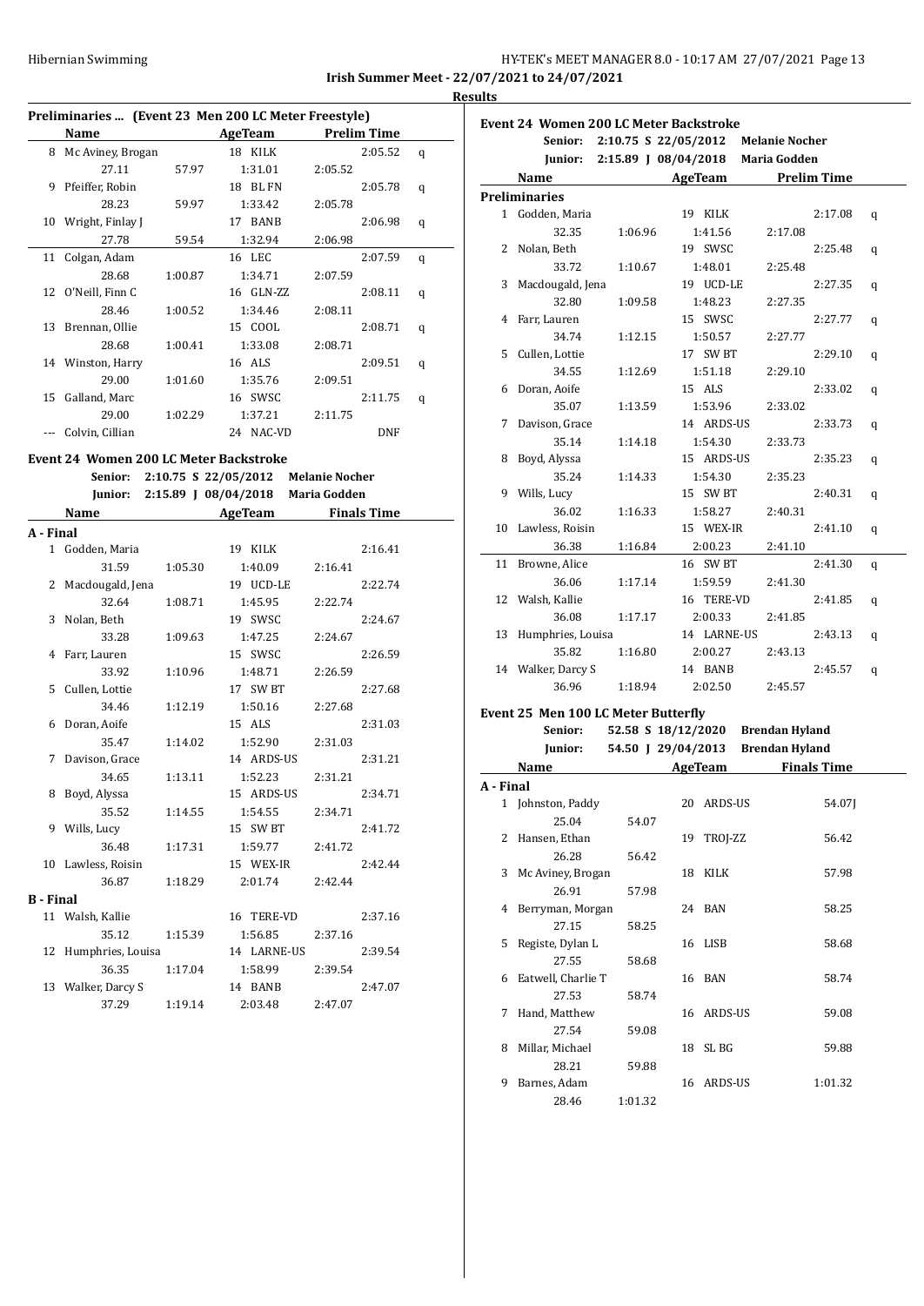**Irish Summer Meet - 22/07/2021 to 24/07/2021**

**Results**

### Preliminaries ... (Event 23 Men 200 LC Meter Freestyle)

| | Name | | AgeTeam | | Prelim Time | |
|---|---|---|---|---|---|---|
| 8 | Mc Aviney, Brogan | | 18 KILK | | 2:05.52 | q |
| | 27.11 | 57.97 | 1:31.01 | 2:05.52 | | |
| 9 | Pfeiffer, Robin | | 18 BLFN | | 2:05.78 | q |
| | 28.23 | 59.97 | 1:33.42 | 2:05.78 | | |
| 10 | Wright, Finlay J | | 17 BANB | | 2:06.98 | q |
| | 27.78 | 59.54 | 1:32.94 | 2:06.98 | | |
| 11 | Colgan, Adam | | 16 LEC | | 2:07.59 | q |
| | 28.68 | 1:00.87 | 1:34.71 | 2:07.59 | | |
| 12 | O'Neill, Finn C | | 16 GLN-ZZ | | 2:08.11 | q |
| | 28.46 | 1:00.52 | 1:34.46 | 2:08.11 | | |
| 13 | Brennan, Ollie | | 15 COOL | | 2:08.71 | q |
| | 28.68 | 1:00.41 | 1:33.08 | 2:08.71 | | |
| 14 | Winston, Harry | | 16 ALS | | 2:09.51 | q |
| | 29.00 | 1:01.60 | 1:35.76 | 2:09.51 | | |
| 15 | Galland, Marc | | 16 SWSC | | 2:11.75 | q |
| | 29.00 | 1:02.29 | 1:37.21 | 2:11.75 | | |
| --- | Colvin, Cillian | | 24 NAC-VD | | DNF | |

### Event 24 Women 200 LC Meter Backstroke

Senior: 2:10.75 S 22/05/2012 Melanie Nocher
Junior: 2:15.89 J 08/04/2018 Maria Godden

| | Name | | AgeTeam | | Finals Time |
|---|---|---|---|---|---|
| **A - Final** | | | | | |
| 1 | Godden, Maria | | 19 KILK | | 2:16.41 |
| | 31.59 | 1:05.30 | 1:40.09 | 2:16.41 | |
| 2 | Macdougald, Jena | | 19 UCD-LE | | 2:22.74 |
| | 32.64 | 1:08.71 | 1:45.95 | 2:22.74 | |
| 3 | Nolan, Beth | | 19 SWSC | | 2:24.67 |
| | 33.28 | 1:09.63 | 1:47.25 | 2:24.67 | |
| 4 | Farr, Lauren | | 15 SWSC | | 2:26.59 |
| | 33.92 | 1:10.96 | 1:48.71 | 2:26.59 | |
| 5 | Cullen, Lottie | | 17 SW BT | | 2:27.68 |
| | 34.46 | 1:12.19 | 1:50.16 | 2:27.68 | |
| 6 | Doran, Aoife | | 15 ALS | | 2:31.03 |
| | 35.47 | 1:14.02 | 1:52.90 | 2:31.03 | |
| 7 | Davison, Grace | | 14 ARDS-US | | 2:31.21 |
| | 34.65 | 1:13.11 | 1:52.23 | 2:31.21 | |
| 8 | Boyd, Alyssa | | 15 ARDS-US | | 2:34.71 |
| | 35.52 | 1:14.55 | 1:54.55 | 2:34.71 | |
| 9 | Wills, Lucy | | 15 SW BT | | 2:41.72 |
| | 36.48 | 1:17.31 | 1:59.77 | 2:41.72 | |
| 10 | Lawless, Roisin | | 15 WEX-IR | | 2:42.44 |
| | 36.87 | 1:18.29 | 2:01.74 | 2:42.44 | |
| **B - Final** | | | | | |
| 11 | Walsh, Kallie | | 16 TERE-VD | | 2:37.16 |
| | 35.12 | 1:15.39 | 1:56.85 | 2:37.16 | |
| 12 | Humphries, Louisa | | 14 LARNE-US | | 2:39.54 |
| | 36.35 | 1:17.04 | 1:58.99 | 2:39.54 | |
| 13 | Walker, Darcy S | | 14 BANB | | 2:47.07 |
| | 37.29 | 1:19.14 | 2:03.48 | 2:47.07 | |

### Event 24 Women 200 LC Meter Backstroke

Senior: 2:10.75 S 22/05/2012 Melanie Nocher
Junior: 2:15.89 J 08/04/2018 Maria Godden

| | Name | | AgeTeam | | Prelim Time | |
|---|---|---|---|---|---|---|
| **Preliminaries** | | | | | | |
| 1 | Godden, Maria | | 19 KILK | | 2:17.08 | q |
| | 32.35 | 1:06.96 | 1:41.56 | 2:17.08 | | |
| 2 | Nolan, Beth | | 19 SWSC | | 2:25.48 | q |
| | 33.72 | 1:10.67 | 1:48.01 | 2:25.48 | | |
| 3 | Macdougald, Jena | | 19 UCD-LE | | 2:27.35 | q |
| | 32.80 | 1:09.58 | 1:48.23 | 2:27.35 | | |
| 4 | Farr, Lauren | | 15 SWSC | | 2:27.77 | q |
| | 34.74 | 1:12.15 | 1:50.57 | 2:27.77 | | |
| 5 | Cullen, Lottie | | 17 SW BT | | 2:29.10 | q |
| | 34.55 | 1:12.69 | 1:51.18 | 2:29.10 | | |
| 6 | Doran, Aoife | | 15 ALS | | 2:33.02 | q |
| | 35.07 | 1:13.59 | 1:53.96 | 2:33.02 | | |
| 7 | Davison, Grace | | 14 ARDS-US | | 2:33.73 | q |
| | 35.14 | 1:14.18 | 1:54.30 | 2:33.73 | | |
| 8 | Boyd, Alyssa | | 15 ARDS-US | | 2:35.23 | q |
| | 35.24 | 1:14.33 | 1:54.30 | 2:35.23 | | |
| 9 | Wills, Lucy | | 15 SW BT | | 2:40.31 | q |
| | 36.02 | 1:16.33 | 1:58.27 | 2:40.31 | | |
| 10 | Lawless, Roisin | | 15 WEX-IR | | 2:41.10 | q |
| | 36.38 | 1:16.84 | 2:00.23 | 2:41.10 | | |
| 11 | Browne, Alice | | 16 SW BT | | 2:41.30 | q |
| | 36.06 | 1:17.14 | 1:59.59 | 2:41.30 | | |
| 12 | Walsh, Kallie | | 16 TERE-VD | | 2:41.85 | q |
| | 36.08 | 1:17.17 | 2:00.33 | 2:41.85 | | |
| 13 | Humphries, Louisa | | 14 LARNE-US | | 2:43.13 | q |
| | 35.82 | 1:16.80 | 2:00.27 | 2:43.13 | | |
| 14 | Walker, Darcy S | | 14 BANB | | 2:45.57 | q |
| | 36.96 | 1:18.94 | 2:02.50 | 2:45.57 | | |

### Event 25 Men 100 LC Meter Butterfly

Senior: 52.58 S 18/12/2020 Brendan Hyland
Junior: 54.50 J 29/04/2013 Brendan Hyland

| | Name | | AgeTeam | Finals Time |
|---|---|---|---|---|
| **A - Final** | | | | |
| 1 | Johnston, Paddy | | 20 ARDS-US | 54.07J |
| | 25.04 | 54.07 | | |
| 2 | Hansen, Ethan | | 19 TROJ-ZZ | 56.42 |
| | 26.28 | 56.42 | | |
| 3 | Mc Aviney, Brogan | | 18 KILK | 57.98 |
| | 26.91 | 57.98 | | |
| 4 | Berryman, Morgan | | 24 BAN | 58.25 |
| | 27.15 | 58.25 | | |
| 5 | Registe, Dylan L | | 16 LISB | 58.68 |
| | 27.55 | 58.68 | | |
| 6 | Eatwell, Charlie T | | 16 BAN | 58.74 |
| | 27.53 | 58.74 | | |
| 7 | Hand, Matthew | | 16 ARDS-US | 59.08 |
| | 27.54 | 59.08 | | |
| 8 | Millar, Michael | | 18 SL BG | 59.88 |
| | 28.21 | 59.88 | | |
| 9 | Barnes, Adam | | 16 ARDS-US | 1:01.32 |
| | 28.46 | 1:01.32 | | |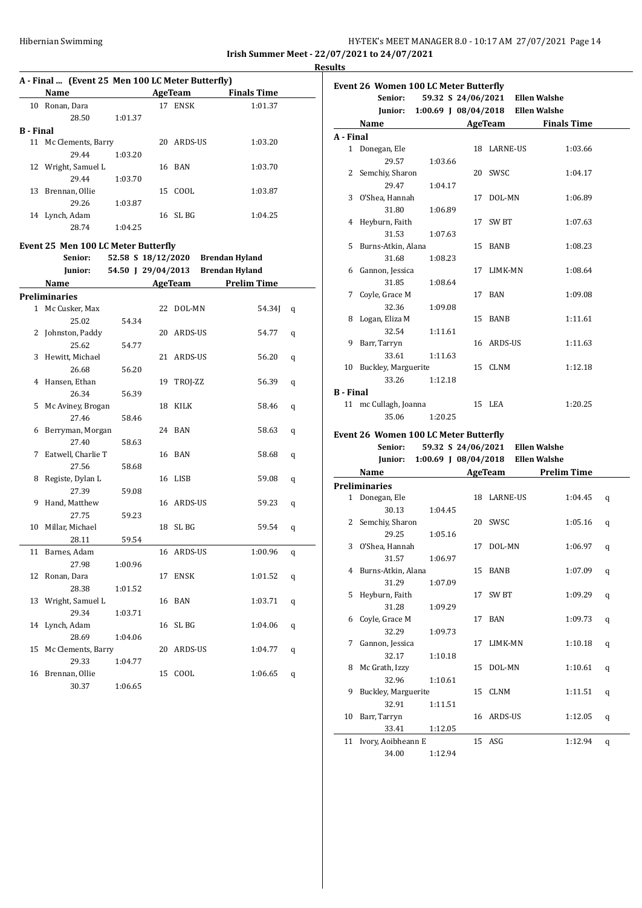**Irish Summer Meet - 22/07/2021 to 24/07/2021**

**Results**

### A - Final ... (Event 25 Men 100 LC Meter Butterfly)

| | Name | | AgeTeam | | Finals Time |
|---|---|---|---|---|---|
| 10 | Ronan, Dara | | 17 | ENSK | 1:01.37 |
| | 28.50 | 1:01.37 | | | |
| **B - Final** | | | | | |
| 11 | Mc Clements, Barry | | 20 | ARDS-US | 1:03.20 |
| | 29.44 | 1:03.20 | | | |
| 12 | Wright, Samuel L | | 16 | BAN | 1:03.70 |
| | 29.44 | 1:03.70 | | | |
| 13 | Brennan, Ollie | | 15 | COOL | 1:03.87 |
| | 29.26 | 1:03.87 | | | |
| 14 | Lynch, Adam | | 16 | SL BG | 1:04.25 |
| | 28.74 | 1:04.25 | | | |

### Event 25 Men 100 LC Meter Butterfly

Senior: 52.58 S 18/12/2020 Brendan Hyland
Junior: 54.50 J 29/04/2013 Brendan Hyland

| | Name | | AgeTeam | | Prelim Time | |
|---|---|---|---|---|---|---|
| **Preliminaries** | | | | | | |
| 1 | Mc Cusker, Max | | 22 | DOL-MN | 54.34J | q |
| | 25.02 | 54.34 | | | | |
| 2 | Johnston, Paddy | | 20 | ARDS-US | 54.77 | q |
| | 25.62 | 54.77 | | | | |
| 3 | Hewitt, Michael | | 21 | ARDS-US | 56.20 | q |
| | 26.68 | 56.20 | | | | |
| 4 | Hansen, Ethan | | 19 | TROJ-ZZ | 56.39 | q |
| | 26.34 | 56.39 | | | | |
| 5 | Mc Aviney, Brogan | | 18 | KILK | 58.46 | q |
| | 27.46 | 58.46 | | | | |
| 6 | Berryman, Morgan | | 24 | BAN | 58.63 | q |
| | 27.40 | 58.63 | | | | |
| 7 | Eatwell, Charlie T | | 16 | BAN | 58.68 | q |
| | 27.56 | 58.68 | | | | |
| 8 | Registe, Dylan L | | 16 | LISB | 59.08 | q |
| | 27.39 | 59.08 | | | | |
| 9 | Hand, Matthew | | 16 | ARDS-US | 59.23 | q |
| | 27.75 | 59.23 | | | | |
| 10 | Millar, Michael | | 18 | SL BG | 59.54 | q |
| | 28.11 | 59.54 | | | | |
| 11 | Barnes, Adam | | 16 | ARDS-US | 1:00.96 | q |
| | 27.98 | 1:00.96 | | | | |
| 12 | Ronan, Dara | | 17 | ENSK | 1:01.52 | q |
| | 28.38 | 1:01.52 | | | | |
| 13 | Wright, Samuel L | | 16 | BAN | 1:03.71 | q |
| | 29.34 | 1:03.71 | | | | |
| 14 | Lynch, Adam | | 16 | SL BG | 1:04.06 | q |
| | 28.69 | 1:04.06 | | | | |
| 15 | Mc Clements, Barry | | 20 | ARDS-US | 1:04.77 | q |
| | 29.33 | 1:04.77 | | | | |
| 16 | Brennan, Ollie | | 15 | COOL | 1:06.65 | q |
| | 30.37 | 1:06.65 | | | | |

### Event 26 Women 100 LC Meter Butterfly

Senior: 59.32 S 24/06/2021 Ellen Walshe
Junior: 1:00.69 J 08/04/2018 Ellen Walshe

| | Name | | AgeTeam | | Finals Time |
|---|---|---|---|---|---|
| **A - Final** | | | | | |
| 1 | Donegan, Ele | | 18 | LARNE-US | 1:03.66 |
| | 29.57 | 1:03.66 | | | |
| 2 | Semchiy, Sharon | | 20 | SWSC | 1:04.17 |
| | 29.47 | 1:04.17 | | | |
| 3 | O'Shea, Hannah | | 17 | DOL-MN | 1:06.89 |
| | 31.80 | 1:06.89 | | | |
| 4 | Heyburn, Faith | | 17 | SW BT | 1:07.63 |
| | 31.53 | 1:07.63 | | | |
| 5 | Burns-Atkin, Alana | | 15 | BANB | 1:08.23 |
| | 31.68 | 1:08.23 | | | |
| 6 | Gannon, Jessica | | 17 | LIMK-MN | 1:08.64 |
| | 31.85 | 1:08.64 | | | |
| 7 | Coyle, Grace M | | 17 | BAN | 1:09.08 |
| | 32.36 | 1:09.08 | | | |
| 8 | Logan, Eliza M | | 15 | BANB | 1:11.61 |
| | 32.54 | 1:11.61 | | | |
| 9 | Barr, Tarryn | | 16 | ARDS-US | 1:11.63 |
| | 33.61 | 1:11.63 | | | |
| 10 | Buckley, Marguerite | | 15 | CLNM | 1:12.18 |
| | 33.26 | 1:12.18 | | | |
| **B - Final** | | | | | |
| 11 | mc Cullagh, Joanna | | 15 | LEA | 1:20.25 |
| | 35.06 | 1:20.25 | | | |

### Event 26 Women 100 LC Meter Butterfly

Senior: 59.32 S 24/06/2021 Ellen Walshe
Junior: 1:00.69 J 08/04/2018 Ellen Walshe

| | Name | | AgeTeam | | Prelim Time | |
|---|---|---|---|---|---|---|
| **Preliminaries** | | | | | | |
| 1 | Donegan, Ele | | 18 | LARNE-US | 1:04.45 | q |
| | 30.13 | 1:04.45 | | | | |
| 2 | Semchiy, Sharon | | 20 | SWSC | 1:05.16 | q |
| | 29.25 | 1:05.16 | | | | |
| 3 | O'Shea, Hannah | | 17 | DOL-MN | 1:06.97 | q |
| | 31.57 | 1:06.97 | | | | |
| 4 | Burns-Atkin, Alana | | 15 | BANB | 1:07.09 | q |
| | 31.29 | 1:07.09 | | | | |
| 5 | Heyburn, Faith | | 17 | SW BT | 1:09.29 | q |
| | 31.28 | 1:09.29 | | | | |
| 6 | Coyle, Grace M | | 17 | BAN | 1:09.73 | q |
| | 32.29 | 1:09.73 | | | | |
| 7 | Gannon, Jessica | | 17 | LIMK-MN | 1:10.18 | q |
| | 32.17 | 1:10.18 | | | | |
| 8 | Mc Grath, Izzy | | 15 | DOL-MN | 1:10.61 | q |
| | 32.96 | 1:10.61 | | | | |
| 9 | Buckley, Marguerite | | 15 | CLNM | 1:11.51 | q |
| | 32.91 | 1:11.51 | | | | |
| 10 | Barr, Tarryn | | 16 | ARDS-US | 1:12.05 | q |
| | 33.41 | 1:12.05 | | | | |
| 11 | Ivory, Aoibheann E | | 15 | ASG | 1:12.94 | q |
| | 34.00 | 1:12.94 | | | | |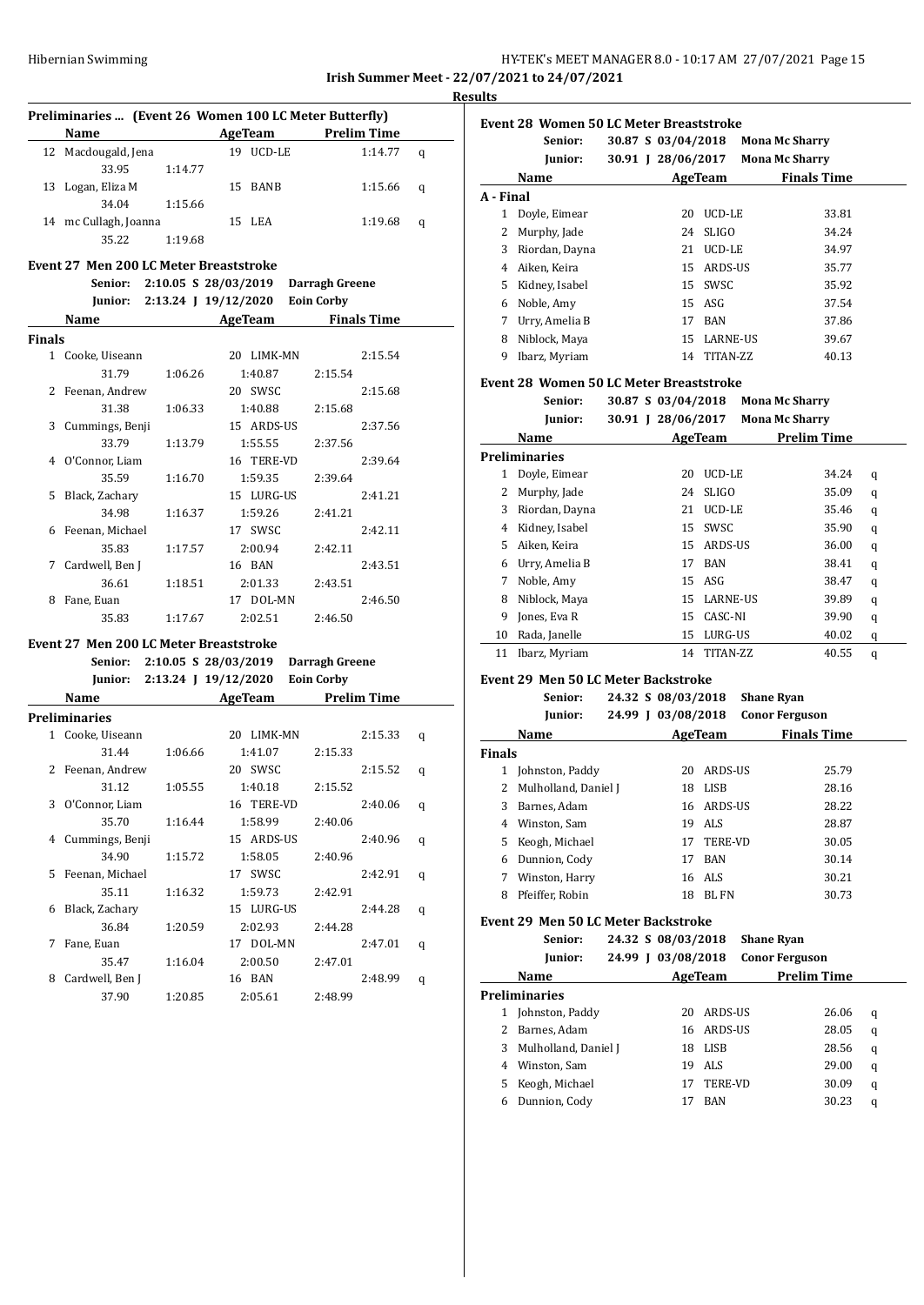# Irish Summer Meet - 22/07/2021 to 24/07/2021

## Results

### Preliminaries ... (Event 26 Women 100 LC Meter Butterfly)

| | Name | AgeTeam | | Prelim Time | |
|---|---|---|---|---|---|
| 12 | Macdougald, Jena | 19 | UCD-LE | 1:14.77 | q |
| | 33.95 | 1:14.77 | | | |
| 13 | Logan, Eliza M | 15 | BANB | 1:15.66 | q |
| | 34.04 | 1:15.66 | | | |
| 14 | mc Cullagh, Joanna | 15 | LEA | 1:19.68 | q |
| | 35.22 | 1:19.68 | | | |

### Event 27 Men 200 LC Meter Breaststroke

Senior: 2:10.05 S 28/03/2019 Darragh Greene
Junior: 2:13.24 J 19/12/2020 Eoin Corby

| | Name | AgeTeam | | Finals Time |
|---|---|---|---|---|
| **Finals** | | | | |
| 1 | Cooke, Uiseann | 20 | LIMK-MN | 2:15.54 |
| | 31.79 | 1:06.26 | 1:40.87 | 2:15.54 |
| 2 | Feenan, Andrew | 20 | SWSC | 2:15.68 |
| | 31.38 | 1:06.33 | 1:40.88 | 2:15.68 |
| 3 | Cummings, Benji | 15 | ARDS-US | 2:37.56 |
| | 33.79 | 1:13.79 | 1:55.55 | 2:37.56 |
| 4 | O'Connor, Liam | 16 | TERE-VD | 2:39.64 |
| | 35.59 | 1:16.70 | 1:59.35 | 2:39.64 |
| 5 | Black, Zachary | 15 | LURG-US | 2:41.21 |
| | 34.98 | 1:16.37 | 1:59.26 | 2:41.21 |
| 6 | Feenan, Michael | 17 | SWSC | 2:42.11 |
| | 35.83 | 1:17.57 | 2:00.94 | 2:42.11 |
| 7 | Cardwell, Ben J | 16 | BAN | 2:43.51 |
| | 36.61 | 1:18.51 | 2:01.33 | 2:43.51 |
| 8 | Fane, Euan | 17 | DOL-MN | 2:46.50 |
| | 35.83 | 1:17.67 | 2:02.51 | 2:46.50 |

### Event 27 Men 200 LC Meter Breaststroke

Senior: 2:10.05 S 28/03/2019 Darragh Greene
Junior: 2:13.24 J 19/12/2020 Eoin Corby

| | Name | AgeTeam | | Prelim Time | |
|---|---|---|---|---|---|
| **Preliminaries** | | | | | |
| 1 | Cooke, Uiseann | 20 | LIMK-MN | 2:15.33 | q |
| | 31.44 | 1:06.66 | 1:41.07 | 2:15.33 | |
| 2 | Feenan, Andrew | 20 | SWSC | 2:15.52 | q |
| | 31.12 | 1:05.55 | 1:40.18 | 2:15.52 | |
| 3 | O'Connor, Liam | 16 | TERE-VD | 2:40.06 | q |
| | 35.70 | 1:16.44 | 1:58.99 | 2:40.06 | |
| 4 | Cummings, Benji | 15 | ARDS-US | 2:40.96 | q |
| | 34.90 | 1:15.72 | 1:58.05 | 2:40.96 | |
| 5 | Feenan, Michael | 17 | SWSC | 2:42.91 | q |
| | 35.11 | 1:16.32 | 1:59.73 | 2:42.91 | |
| 6 | Black, Zachary | 15 | LURG-US | 2:44.28 | q |
| | 36.84 | 1:20.59 | 2:02.93 | 2:44.28 | |
| 7 | Fane, Euan | 17 | DOL-MN | 2:47.01 | q |
| | 35.47 | 1:16.04 | 2:00.50 | 2:47.01 | |
| 8 | Cardwell, Ben J | 16 | BAN | 2:48.99 | q |
| | 37.90 | 1:20.85 | 2:05.61 | 2:48.99 | |

### Event 28 Women 50 LC Meter Breaststroke

Senior: 30.87 S 03/04/2018 Mona Mc Sharry
Junior: 30.91 J 28/06/2017 Mona Mc Sharry

| | Name | AgeTeam | | Finals Time |
|---|---|---|---|---|
| **A - Final** | | | | |
| 1 | Doyle, Eimear | 20 | UCD-LE | 33.81 |
| 2 | Murphy, Jade | 24 | SLIGO | 34.24 |
| 3 | Riordan, Dayna | 21 | UCD-LE | 34.97 |
| 4 | Aiken, Keira | 15 | ARDS-US | 35.77 |
| 5 | Kidney, Isabel | 15 | SWSC | 35.92 |
| 6 | Noble, Amy | 15 | ASG | 37.54 |
| 7 | Urry, Amelia B | 17 | BAN | 37.86 |
| 8 | Niblock, Maya | 15 | LARNE-US | 39.67 |
| 9 | Ibarz, Myriam | 14 | TITAN-ZZ | 40.13 |

### Event 28 Women 50 LC Meter Breaststroke

Senior: 30.87 S 03/04/2018 Mona Mc Sharry
Junior: 30.91 J 28/06/2017 Mona Mc Sharry

| | Name | AgeTeam | | Prelim Time | |
|---|---|---|---|---|---|
| **Preliminaries** | | | | | |
| 1 | Doyle, Eimear | 20 | UCD-LE | 34.24 | q |
| 2 | Murphy, Jade | 24 | SLIGO | 35.09 | q |
| 3 | Riordan, Dayna | 21 | UCD-LE | 35.46 | q |
| 4 | Kidney, Isabel | 15 | SWSC | 35.90 | q |
| 5 | Aiken, Keira | 15 | ARDS-US | 36.00 | q |
| 6 | Urry, Amelia B | 17 | BAN | 38.41 | q |
| 7 | Noble, Amy | 15 | ASG | 38.47 | q |
| 8 | Niblock, Maya | 15 | LARNE-US | 39.89 | q |
| 9 | Jones, Eva R | 15 | CASC-NI | 39.90 | q |
| 10 | Rada, Janelle | 15 | LURG-US | 40.02 | q |
| 11 | Ibarz, Myriam | 14 | TITAN-ZZ | 40.55 | q |

### Event 29 Men 50 LC Meter Backstroke

Senior: 24.32 S 08/03/2018 Shane Ryan
Junior: 24.99 J 03/08/2018 Conor Ferguson

| | Name | AgeTeam | | Finals Time |
|---|---|---|---|---|
| **Finals** | | | | |
| 1 | Johnston, Paddy | 20 | ARDS-US | 25.79 |
| 2 | Mulholland, Daniel J | 18 | LISB | 28.16 |
| 3 | Barnes, Adam | 16 | ARDS-US | 28.22 |
| 4 | Winston, Sam | 19 | ALS | 28.87 |
| 5 | Keogh, Michael | 17 | TERE-VD | 30.05 |
| 6 | Dunnion, Cody | 17 | BAN | 30.14 |
| 7 | Winston, Harry | 16 | ALS | 30.21 |
| 8 | Pfeiffer, Robin | 18 | BL FN | 30.73 |

### Event 29 Men 50 LC Meter Backstroke

Senior: 24.32 S 08/03/2018 Shane Ryan
Junior: 24.99 J 03/08/2018 Conor Ferguson

| | Name | AgeTeam | | Prelim Time | |
|---|---|---|---|---|---|
| **Preliminaries** | | | | | |
| 1 | Johnston, Paddy | 20 | ARDS-US | 26.06 | q |
| 2 | Barnes, Adam | 16 | ARDS-US | 28.05 | q |
| 3 | Mulholland, Daniel J | 18 | LISB | 28.56 | q |
| 4 | Winston, Sam | 19 | ALS | 29.00 | q |
| 5 | Keogh, Michael | 17 | TERE-VD | 30.09 | q |
| 6 | Dunnion, Cody | 17 | BAN | 30.23 | q |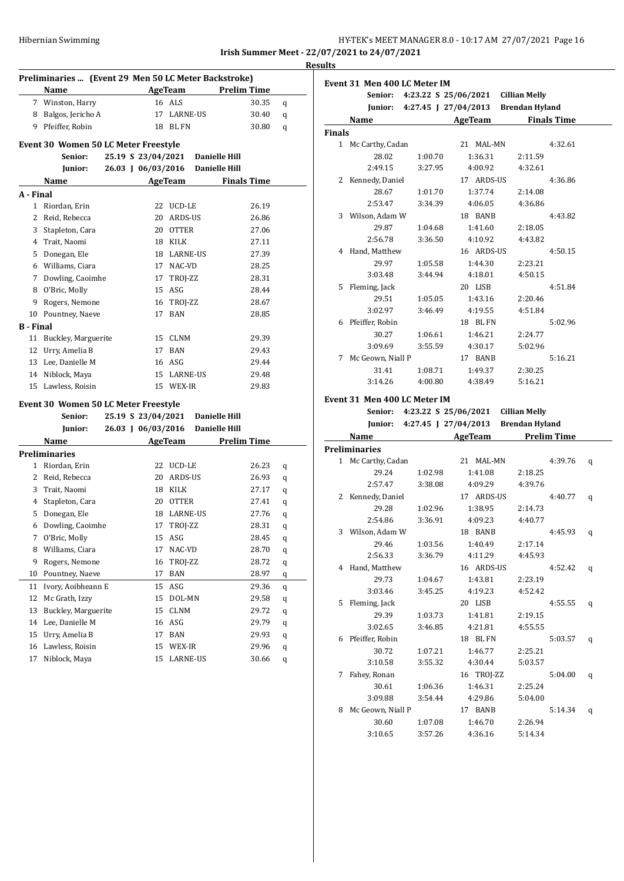**Irish Summer Meet - 22/07/2021 to 24/07/2021**

**Results**

### Preliminaries ... (Event 29 Men 50 LC Meter Backstroke)

| | Name | Age | Team | Prelim Time | |
|---|---|---|---|---|---|
| 7 | Winston, Harry | 16 | ALS | 30.35 | q |
| 8 | Balgos, Jericho A | 17 | LARNE-US | 30.40 | q |
| 9 | Pfeiffer, Robin | 18 | BL FN | 30.80 | q |

### Event 30 Women 50 LC Meter Freestyle

Senior: 25.19 S 23/04/2021 Danielle Hill
Junior: 26.03 J 06/03/2016 Danielle Hill

| | Name | Age | Team | Finals Time |
|---|---|---|---|---|
| **A - Final** | | | | |
| 1 | Riordan, Erin | 22 | UCD-LE | 26.19 |
| 2 | Reid, Rebecca | 20 | ARDS-US | 26.86 |
| 3 | Stapleton, Cara | 20 | OTTER | 27.06 |
| 4 | Trait, Naomi | 18 | KILK | 27.11 |
| 5 | Donegan, Ele | 18 | LARNE-US | 27.39 |
| 6 | Williams, Ciara | 17 | NAC-VD | 28.25 |
| 7 | Dowling, Caoimhe | 17 | TROJ-ZZ | 28.31 |
| 8 | O'Bric, Molly | 15 | ASG | 28.44 |
| 9 | Rogers, Nemone | 16 | TROJ-ZZ | 28.67 |
| 10 | Pountney, Naeve | 17 | BAN | 28.85 |
| **B - Final** | | | | |
| 11 | Buckley, Marguerite | 15 | CLNM | 29.39 |
| 12 | Urry, Amelia B | 17 | BAN | 29.43 |
| 13 | Lee, Danielle M | 16 | ASG | 29.44 |
| 14 | Niblock, Maya | 15 | LARNE-US | 29.48 |
| 15 | Lawless, Roisin | 15 | WEX-IR | 29.83 |

### Event 30 Women 50 LC Meter Freestyle

Senior: 25.19 S 23/04/2021 Danielle Hill
Junior: 26.03 J 06/03/2016 Danielle Hill

| | Name | Age | Team | Prelim Time | |
|---|---|---|---|---|---|
| **Preliminaries** | | | | | |
| 1 | Riordan, Erin | 22 | UCD-LE | 26.23 | q |
| 2 | Reid, Rebecca | 20 | ARDS-US | 26.93 | q |
| 3 | Trait, Naomi | 18 | KILK | 27.17 | q |
| 4 | Stapleton, Cara | 20 | OTTER | 27.41 | q |
| 5 | Donegan, Ele | 18 | LARNE-US | 27.76 | q |
| 6 | Dowling, Caoimhe | 17 | TROJ-ZZ | 28.31 | q |
| 7 | O'Bric, Molly | 15 | ASG | 28.45 | q |
| 8 | Williams, Ciara | 17 | NAC-VD | 28.70 | q |
| 9 | Rogers, Nemone | 16 | TROJ-ZZ | 28.72 | q |
| 10 | Pountney, Naeve | 17 | BAN | 28.97 | q |
| 11 | Ivory, Aoibheann E | 15 | ASG | 29.36 | q |
| 12 | Mc Grath, Izzy | 15 | DOL-MN | 29.58 | q |
| 13 | Buckley, Marguerite | 15 | CLNM | 29.72 | q |
| 14 | Lee, Danielle M | 16 | ASG | 29.79 | q |
| 15 | Urry, Amelia B | 17 | BAN | 29.93 | q |
| 16 | Lawless, Roisin | 15 | WEX-IR | 29.96 | q |
| 17 | Niblock, Maya | 15 | LARNE-US | 30.66 | q |

### Event 31 Men 400 LC Meter IM

Senior: 4:23.22 S 25/06/2021 Cillian Melly
Junior: 4:27.45 J 27/04/2013 Brendan Hyland

| | Name | Age | Team | Finals Time |
|---|---|---|---|---|
| **Finals** | | | | |
| 1 | Mc Carthy, Cadan | 21 | MAL-MN | 4:32.61 |
| | 28.02 / 1:00.70 / 1:36.31 / 2:11.59 / 2:49.15 / 3:27.95 / 4:00.92 / 4:32.61 | | | |
| 2 | Kennedy, Daniel | 17 | ARDS-US | 4:36.86 |
| | 28.67 / 1:01.70 / 1:37.74 / 2:14.08 / 2:53.47 / 3:34.39 / 4:06.05 / 4:36.86 | | | |
| 3 | Wilson, Adam W | 18 | BANB | 4:43.82 |
| | 29.87 / 1:04.68 / 1:41.60 / 2:18.05 / 2:56.78 / 3:36.50 / 4:10.92 / 4:43.82 | | | |
| 4 | Hand, Matthew | 16 | ARDS-US | 4:50.15 |
| | 29.97 / 1:05.58 / 1:44.30 / 2:23.21 / 3:03.48 / 3:44.94 / 4:18.01 / 4:50.15 | | | |
| 5 | Fleming, Jack | 20 | LISB | 4:51.84 |
| | 29.51 / 1:05.05 / 1:43.16 / 2:20.46 / 3:02.97 / 3:46.49 / 4:19.55 / 4:51.84 | | | |
| 6 | Pfeiffer, Robin | 18 | BL FN | 5:02.96 |
| | 30.27 / 1:06.61 / 1:46.21 / 2:24.77 / 3:09.69 / 3:55.59 / 4:30.17 / 5:02.96 | | | |
| 7 | Mc Geown, Niall P | 17 | BANB | 5:16.21 |
| | 31.41 / 1:08.71 / 1:49.37 / 2:30.25 / 3:14.26 / 4:00.80 / 4:38.49 / 5:16.21 | | | |

### Event 31 Men 400 LC Meter IM

Senior: 4:23.22 S 25/06/2021 Cillian Melly
Junior: 4:27.45 J 27/04/2013 Brendan Hyland

| | Name | Age | Team | Prelim Time | |
|---|---|---|---|---|---|
| **Preliminaries** | | | | | |
| 1 | Mc Carthy, Cadan | 21 | MAL-MN | 4:39.76 | q |
| | 29.24 / 1:02.98 / 1:41.08 / 2:18.25 / 2:57.47 / 3:38.08 / 4:09.29 / 4:39.76 | | | | |
| 2 | Kennedy, Daniel | 17 | ARDS-US | 4:40.77 | q |
| | 29.28 / 1:02.96 / 1:38.95 / 2:14.73 / 2:54.86 / 3:36.91 / 4:09.23 / 4:40.77 | | | | |
| 3 | Wilson, Adam W | 18 | BANB | 4:45.93 | q |
| | 29.46 / 1:03.56 / 1:40.49 / 2:17.14 / 2:56.33 / 3:36.79 / 4:11.29 / 4:45.93 | | | | |
| 4 | Hand, Matthew | 16 | ARDS-US | 4:52.42 | q |
| | 29.73 / 1:04.67 / 1:43.81 / 2:23.19 / 3:03.46 / 3:45.25 / 4:19.23 / 4:52.42 | | | | |
| 5 | Fleming, Jack | 20 | LISB | 4:55.55 | q |
| | 29.39 / 1:03.73 / 1:41.81 / 2:19.15 / 3:02.65 / 3:46.85 / 4:21.81 / 4:55.55 | | | | |
| 6 | Pfeiffer, Robin | 18 | BL FN | 5:03.57 | q |
| | 30.72 / 1:07.21 / 1:46.77 / 2:25.21 / 3:10.58 / 3:55.32 / 4:30.44 / 5:03.57 | | | | |
| 7 | Fahey, Ronan | 16 | TROJ-ZZ | 5:04.00 | q |
| | 30.61 / 1:06.36 / 1:46.31 / 2:25.24 / 3:09.88 / 3:54.44 / 4:29.86 / 5:04.00 | | | | |
| 8 | Mc Geown, Niall P | 17 | BANB | 5:14.34 | q |
| | 30.60 / 1:07.08 / 1:46.70 / 2:26.94 / 3:10.65 / 3:57.26 / 4:36.16 / 5:14.34 | | | | |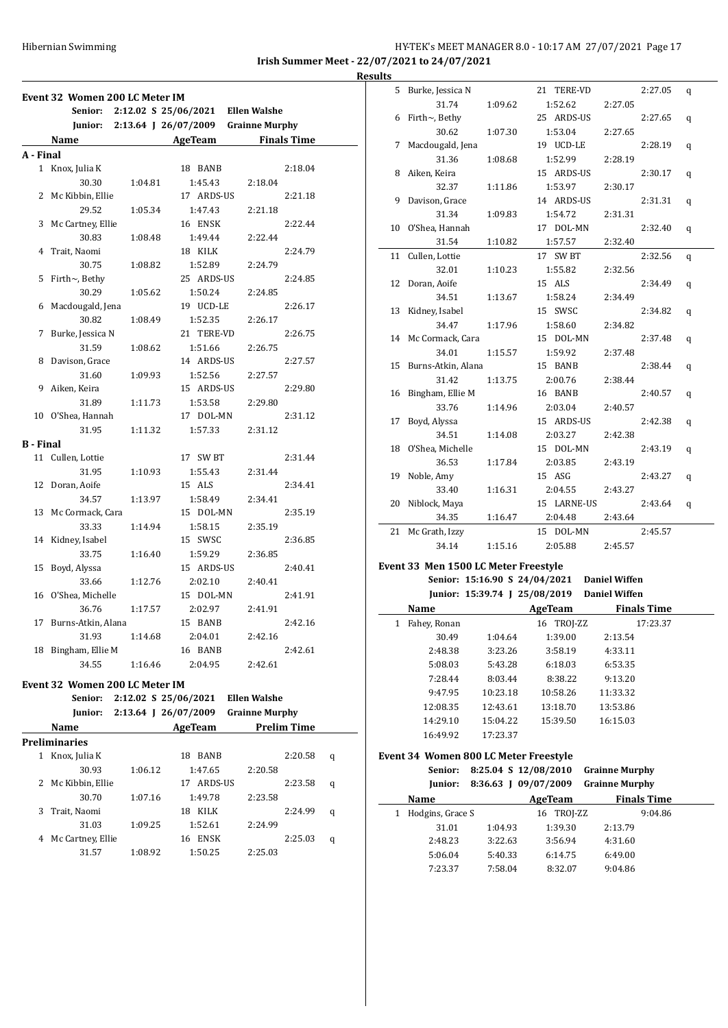**Irish Summer Meet - 22/07/2021 to 24/07/2021**

**Results**

### Event 32 Women 200 LC Meter IM

Senior: 2:12.02 S 25/06/2021 Ellen Walshe
Junior: 2:13.64 J 26/07/2009 Grainne Murphy

| | Name | AgeTeam | | Finals Time |
|---|---|---|---|---|
| **A - Final** | | | | |
| 1 | Knox, Julia K | 18 BANB | | 2:18.04 |
| | 30.30 | 1:04.81 | 1:45.43 | 2:18.04 |
| 2 | Mc Kibbin, Ellie | 17 ARDS-US | | 2:21.18 |
| | 29.52 | 1:05.34 | 1:47.43 | 2:21.18 |
| 3 | Mc Cartney, Ellie | 16 ENSK | | 2:22.44 |
| | 30.83 | 1:08.48 | 1:49.44 | 2:22.44 |
| 4 | Trait, Naomi | 18 KILK | | 2:24.79 |
| | 30.75 | 1:08.82 | 1:52.89 | 2:24.79 |
| 5 | Firth~, Bethy | 25 ARDS-US | | 2:24.85 |
| | 30.29 | 1:05.62 | 1:50.24 | 2:24.85 |
| 6 | Macdougald, Jena | 19 UCD-LE | | 2:26.17 |
| | 30.82 | 1:08.49 | 1:52.35 | 2:26.17 |
| 7 | Burke, Jessica N | 21 TERE-VD | | 2:26.75 |
| | 31.59 | 1:08.62 | 1:51.66 | 2:26.75 |
| 8 | Davison, Grace | 14 ARDS-US | | 2:27.57 |
| | 31.60 | 1:09.93 | 1:52.56 | 2:27.57 |
| 9 | Aiken, Keira | 15 ARDS-US | | 2:29.80 |
| | 31.89 | 1:11.73 | 1:53.58 | 2:29.80 |
| 10 | O'Shea, Hannah | 17 DOL-MN | | 2:31.12 |
| | 31.95 | 1:11.32 | 1:57.33 | 2:31.12 |
| **B - Final** | | | | |
| 11 | Cullen, Lottie | 17 SW BT | | 2:31.44 |
| | 31.95 | 1:10.93 | 1:55.43 | 2:31.44 |
| 12 | Doran, Aoife | 15 ALS | | 2:34.41 |
| | 34.57 | 1:13.97 | 1:58.49 | 2:34.41 |
| 13 | Mc Cormack, Cara | 15 DOL-MN | | 2:35.19 |
| | 33.33 | 1:14.94 | 1:58.15 | 2:35.19 |
| 14 | Kidney, Isabel | 15 SWSC | | 2:36.85 |
| | 33.75 | 1:16.40 | 1:59.29 | 2:36.85 |
| 15 | Boyd, Alyssa | 15 ARDS-US | | 2:40.41 |
| | 33.66 | 1:12.76 | 2:02.10 | 2:40.41 |
| 16 | O'Shea, Michelle | 15 DOL-MN | | 2:41.91 |
| | 36.76 | 1:17.57 | 2:02.97 | 2:41.91 |
| 17 | Burns-Atkin, Alana | 15 BANB | | 2:42.16 |
| | 31.93 | 1:14.68 | 2:04.01 | 2:42.16 |
| 18 | Bingham, Ellie M | 16 BANB | | 2:42.61 |
| | 34.55 | 1:16.46 | 2:04.95 | 2:42.61 |

### Event 32 Women 200 LC Meter IM

Senior: 2:12.02 S 25/06/2021 Ellen Walshe
Junior: 2:13.64 J 26/07/2009 Grainne Murphy

| | Name | AgeTeam | | Prelim Time | |
|---|---|---|---|---|---|
| **Preliminaries** | | | | | |
| 1 | Knox, Julia K | 18 BANB | | 2:20.58 | q |
| | 30.93 | 1:06.12 | 1:47.65 | 2:20.58 | |
| 2 | Mc Kibbin, Ellie | 17 ARDS-US | | 2:23.58 | q |
| | 30.70 | 1:07.16 | 1:49.78 | 2:23.58 | |
| 3 | Trait, Naomi | 18 KILK | | 2:24.99 | q |
| | 31.03 | 1:09.25 | 1:52.61 | 2:24.99 | |
| 4 | Mc Cartney, Ellie | 16 ENSK | | 2:25.03 | q |
| | 31.57 | 1:08.92 | 1:50.25 | 2:25.03 | |
| 5 | Burke, Jessica N | 21 TERE-VD | | 2:27.05 | q |
| | 31.74 | 1:09.62 | 1:52.62 | 2:27.05 | |
| 6 | Firth~, Bethy | 25 ARDS-US | | 2:27.65 | q |
| | 30.62 | 1:07.30 | 1:53.04 | 2:27.65 | |
| 7 | Macdougald, Jena | 19 UCD-LE | | 2:28.19 | q |
| | 31.36 | 1:08.68 | 1:52.99 | 2:28.19 | |
| 8 | Aiken, Keira | 15 ARDS-US | | 2:30.17 | q |
| | 32.37 | 1:11.86 | 1:53.97 | 2:30.17 | |
| 9 | Davison, Grace | 14 ARDS-US | | 2:31.31 | q |
| | 31.34 | 1:09.83 | 1:54.72 | 2:31.31 | |
| 10 | O'Shea, Hannah | 17 DOL-MN | | 2:32.40 | q |
| | 31.54 | 1:10.82 | 1:57.57 | 2:32.40 | |
| 11 | Cullen, Lottie | 17 SW BT | | 2:32.56 | q |
| | 32.01 | 1:10.23 | 1:55.82 | 2:32.56 | |
| 12 | Doran, Aoife | 15 ALS | | 2:34.49 | q |
| | 34.51 | 1:13.67 | 1:58.24 | 2:34.49 | |
| 13 | Kidney, Isabel | 15 SWSC | | 2:34.82 | q |
| | 34.47 | 1:17.96 | 1:58.60 | 2:34.82 | |
| 14 | Mc Cormack, Cara | 15 DOL-MN | | 2:37.48 | q |
| | 34.01 | 1:15.57 | 1:59.92 | 2:37.48 | |
| 15 | Burns-Atkin, Alana | 15 BANB | | 2:38.44 | q |
| | 31.42 | 1:13.75 | 2:00.76 | 2:38.44 | |
| 16 | Bingham, Ellie M | 16 BANB | | 2:40.57 | q |
| | 33.76 | 1:14.96 | 2:03.04 | 2:40.57 | |
| 17 | Boyd, Alyssa | 15 ARDS-US | | 2:42.38 | q |
| | 34.51 | 1:14.08 | 2:03.27 | 2:42.38 | |
| 18 | O'Shea, Michelle | 15 DOL-MN | | 2:43.19 | q |
| | 36.53 | 1:17.84 | 2:03.85 | 2:43.19 | |
| 19 | Noble, Amy | 15 ASG | | 2:43.27 | q |
| | 33.40 | 1:16.31 | 2:04.55 | 2:43.27 | |
| 20 | Niblock, Maya | 15 LARNE-US | | 2:43.64 | q |
| | 34.35 | 1:16.47 | 2:04.48 | 2:43.64 | |
| 21 | Mc Grath, Izzy | 15 DOL-MN | | 2:45.57 | |
| | 34.14 | 1:15.16 | 2:05.88 | 2:45.57 | |

### Event 33 Men 1500 LC Meter Freestyle

Senior: 15:16.90 S 24/04/2021 Daniel Wiffen
Junior: 15:39.74 J 25/08/2019 Daniel Wiffen

| | Name | AgeTeam | | Finals Time |
|---|---|---|---|---|
| 1 | Fahey, Ronan | 16 TROJ-ZZ | | 17:23.37 |
| | 30.49 | 1:04.64 | 1:39.00 | 2:13.54 |
| | 2:48.38 | 3:23.26 | 3:58.19 | 4:33.11 |
| | 5:08.03 | 5:43.28 | 6:18.03 | 6:53.35 |
| | 7:28.44 | 8:03.44 | 8:38.22 | 9:13.20 |
| | 9:47.95 | 10:23.18 | 10:58.26 | 11:33.32 |
| | 12:08.35 | 12:43.61 | 13:18.70 | 13:53.86 |
| | 14:29.10 | 15:04.22 | 15:39.50 | 16:15.03 |
| | 16:49.92 | 17:23.37 | | |

### Event 34 Women 800 LC Meter Freestyle

Senior: 8:25.04 S 12/08/2010 Grainne Murphy
Junior: 8:36.63 J 09/07/2009 Grainne Murphy

| | Name | AgeTeam | | Finals Time |
|---|---|---|---|---|
| 1 | Hodgins, Grace S | 16 TROJ-ZZ | | 9:04.86 |
| | 31.01 | 1:04.93 | 1:39.30 | 2:13.79 |
| | 2:48.23 | 3:22.63 | 3:56.94 | 4:31.60 |
| | 5:06.04 | 5:40.33 | 6:14.75 | 6:49.00 |
| | 7:23.37 | 7:58.04 | 8:32.07 | 9:04.86 |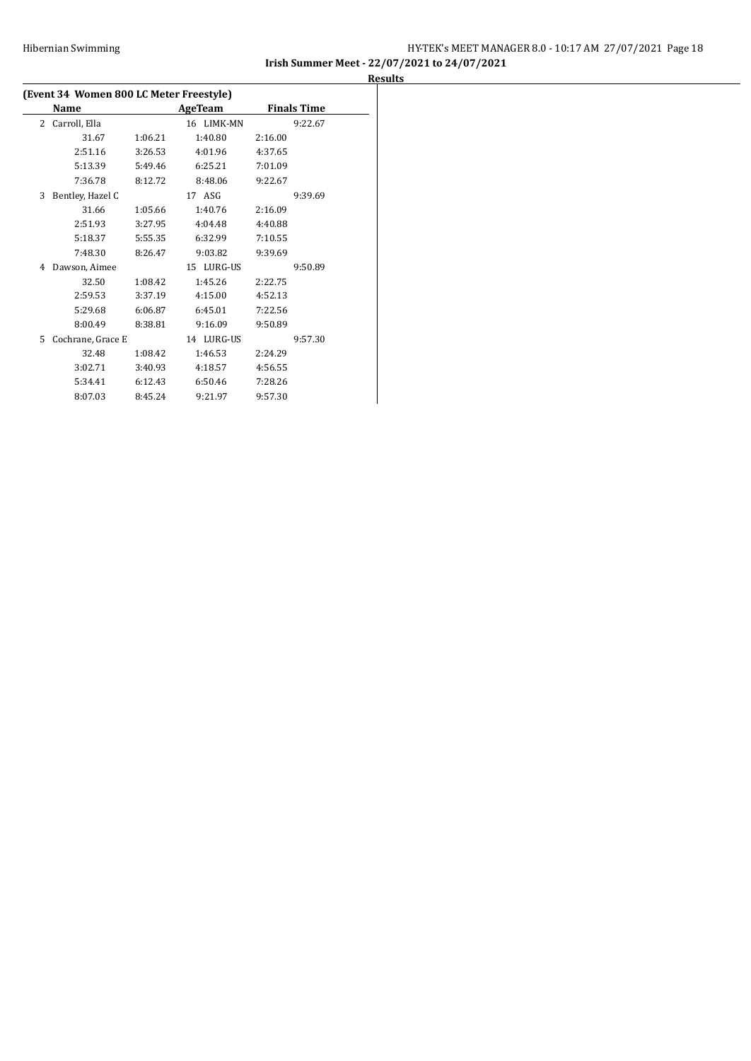**Irish Summer Meet - 22/07/2021 to 24/07/2021**

**Results**

**(Event 34 Women 800 LC Meter Freestyle)**

| Name | | AgeTeam | | Finals Time |
|---|---|---|---|---|
| 2 Carroll, Ella | | 16 LIMK-MN | | 9:22.67 |
| 31.67 | 1:06.21 | 1:40.80 | 2:16.00 | |
| 2:51.16 | 3:26.53 | 4:01.96 | 4:37.65 | |
| 5:13.39 | 5:49.46 | 6:25.21 | 7:01.09 | |
| 7:36.78 | 8:12.72 | 8:48.06 | 9:22.67 | |
| 3 Bentley, Hazel C | | 17 ASG | | 9:39.69 |
| 31.66 | 1:05.66 | 1:40.76 | 2:16.09 | |
| 2:51.93 | 3:27.95 | 4:04.48 | 4:40.88 | |
| 5:18.37 | 5:55.35 | 6:32.99 | 7:10.55 | |
| 7:48.30 | 8:26.47 | 9:03.82 | 9:39.69 | |
| 4 Dawson, Aimee | | 15 LURG-US | | 9:50.89 |
| 32.50 | 1:08.42 | 1:45.26 | 2:22.75 | |
| 2:59.53 | 3:37.19 | 4:15.00 | 4:52.13 | |
| 5:29.68 | 6:06.87 | 6:45.01 | 7:22.56 | |
| 8:00.49 | 8:38.81 | 9:16.09 | 9:50.89 | |
| 5 Cochrane, Grace E | | 14 LURG-US | | 9:57.30 |
| 32.48 | 1:08.42 | 1:46.53 | 2:24.29 | |
| 3:02.71 | 3:40.93 | 4:18.57 | 4:56.55 | |
| 5:34.41 | 6:12.43 | 6:50.46 | 7:28.26 | |
| 8:07.03 | 8:45.24 | 9:21.97 | 9:57.30 | |